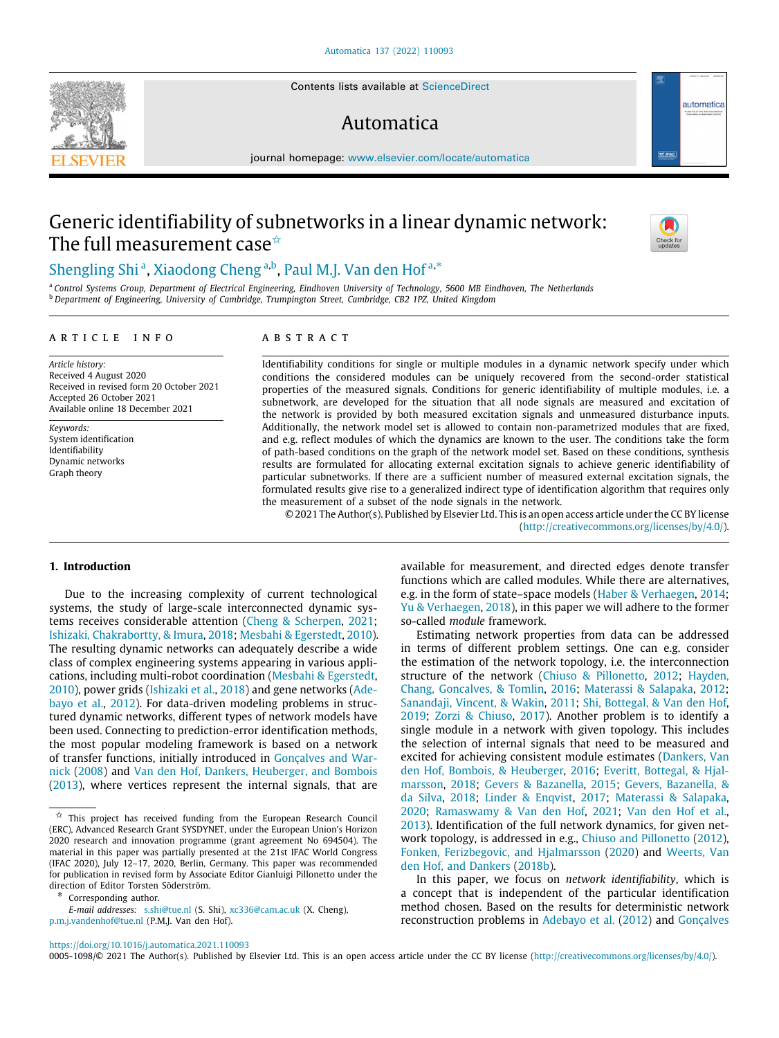# Generic identifiability of subnetworks in a linear dynamic network: The full measurement case ☆

Shengling Shi [a], Xiaodong Cheng [a,b], Paul M.J. Van den Hof [a,*]

[a] Control Systems Group, Department of Electrical Engineering, Eindhoven University of Technology, 5600 MB Eindhoven, The Netherlands
[b] Department of Engineering, University of Cambridge, Trumpington Street, Cambridge, CB2 1PZ, United Kingdom

## ARTICLE INFO

*Article history:*
Received 4 August 2020
Received in revised form 20 October 2021
Accepted 26 October 2021
Available online 18 December 2021

*Keywords:*
System identification
Identifiability
Dynamic networks
Graph theory

## ABSTRACT

Identifiability conditions for single or multiple modules in a dynamic network specify under which conditions the considered modules can be uniquely recovered from the second-order statistical properties of the measured signals. Conditions for generic identifiability of multiple modules, i.e. a subnetwork, are developed for the situation that all node signals are measured and excitation of the network is provided by both measured excitation signals and unmeasured disturbance inputs. Additionally, the network model set is allowed to contain non-parametrized modules that are fixed, and e.g. reflect modules of which the dynamics are known to the user. The conditions take the form of path-based conditions on the graph of the network model set. Based on these conditions, synthesis results are formulated for allocating external excitation signals to achieve generic identifiability of particular subnetworks. If there are a sufficient number of measured external excitation signals, the formulated results give rise to a generalized indirect type of identification algorithm that requires only the measurement of a subset of the node signals in the network.

© 2021 The Author(s). Published by Elsevier Ltd. This is an open access article under the CC BY license (http://creativecommons.org/licenses/by/4.0/).

## 1. Introduction

Due to the increasing complexity of current technological systems, the study of large-scale interconnected dynamic systems receives considerable attention (Cheng & Scherpen, 2021; Ishizaki, Chakrabortty, & Imura, 2018; Mesbahi & Egerstedt, 2010). The resulting dynamic networks can adequately describe a wide class of complex engineering systems appearing in various applications, including multi-robot coordination (Mesbahi & Egerstedt, 2010), power grids (Ishizaki et al., 2018) and gene networks (Adebayo et al., 2012). For data-driven modeling problems in structured dynamic networks, different types of network models have been used. Connecting to prediction-error identification methods, the most popular modeling framework is based on a network of transfer functions, initially introduced in Gonçalves and Warnick (2008) and Van den Hof, Dankers, Heuberger, and Bombois (2013), where vertices represent the internal signals, that are available for measurement, and directed edges denote transfer functions which are called modules. While there are alternatives, e.g. in the form of state–space models (Haber & Verhaegen, 2014; Yu & Verhaegen, 2018), in this paper we will adhere to the former so-called *module* framework.

Estimating network properties from data can be addressed in terms of different problem settings. One can e.g. consider the estimation of the network topology, i.e. the interconnection structure of the network (Chiuso & Pillonetto, 2012; Hayden, Chang, Goncalves, & Tomlin, 2016; Materassi & Salapaka, 2012; Sanandaji, Vincent, & Wakin, 2011; Shi, Bottegal, & Van den Hof, 2019; Zorzi & Chiuso, 2017). Another problem is to identify a single module in a network with given topology. This includes the selection of internal signals that need to be measured and excited for achieving consistent module estimates (Dankers, Van den Hof, Bombois, & Heuberger, 2016; Everitt, Bottegal, & Hjalmarsson, 2018; Gevers & Bazanella, 2015; Gevers, Bazanella, & da Silva, 2018; Linder & Enqvist, 2017; Materassi & Salapaka, 2020; Ramaswamy & Van den Hof, 2021; Van den Hof et al., 2013). Identification of the full network dynamics, for given network topology, is addressed in e.g., Chiuso and Pillonetto (2012), Fonken, Ferizbegovic, and Hjalmarsson (2020) and Weerts, Van den Hof, and Dankers (2018b).

In this paper, we focus on *network identifiability*, which is a concept that is independent of the particular identification method chosen. Based on the results for deterministic network reconstruction problems in Adebayo et al. (2012) and Gonçalves

---

☆ This project has received funding from the European Research Council (ERC), Advanced Research Grant SYSDYNET, under the European Union's Horizon 2020 research and innovation programme (grant agreement No 694504). The material in this paper was partially presented at the 21st IFAC World Congress (IFAC 2020), July 12–17, 2020, Berlin, Germany. This paper was recommended for publication in revised form by Associate Editor Gianluigi Pillonetto under the direction of Editor Torsten Söderström.

\* Corresponding author.
*E-mail addresses:* s.shi@tue.nl (S. Shi), xc336@cam.ac.uk (X. Cheng), p.m.j.vandenhof@tue.nl (P.M.J. Van den Hof).

https://doi.org/10.1016/j.automatica.2021.110093
0005-1098/© 2021 The Author(s). Published by Elsevier Ltd. This is an open access article under the CC BY license (http://creativecommons.org/licenses/by/4.0/).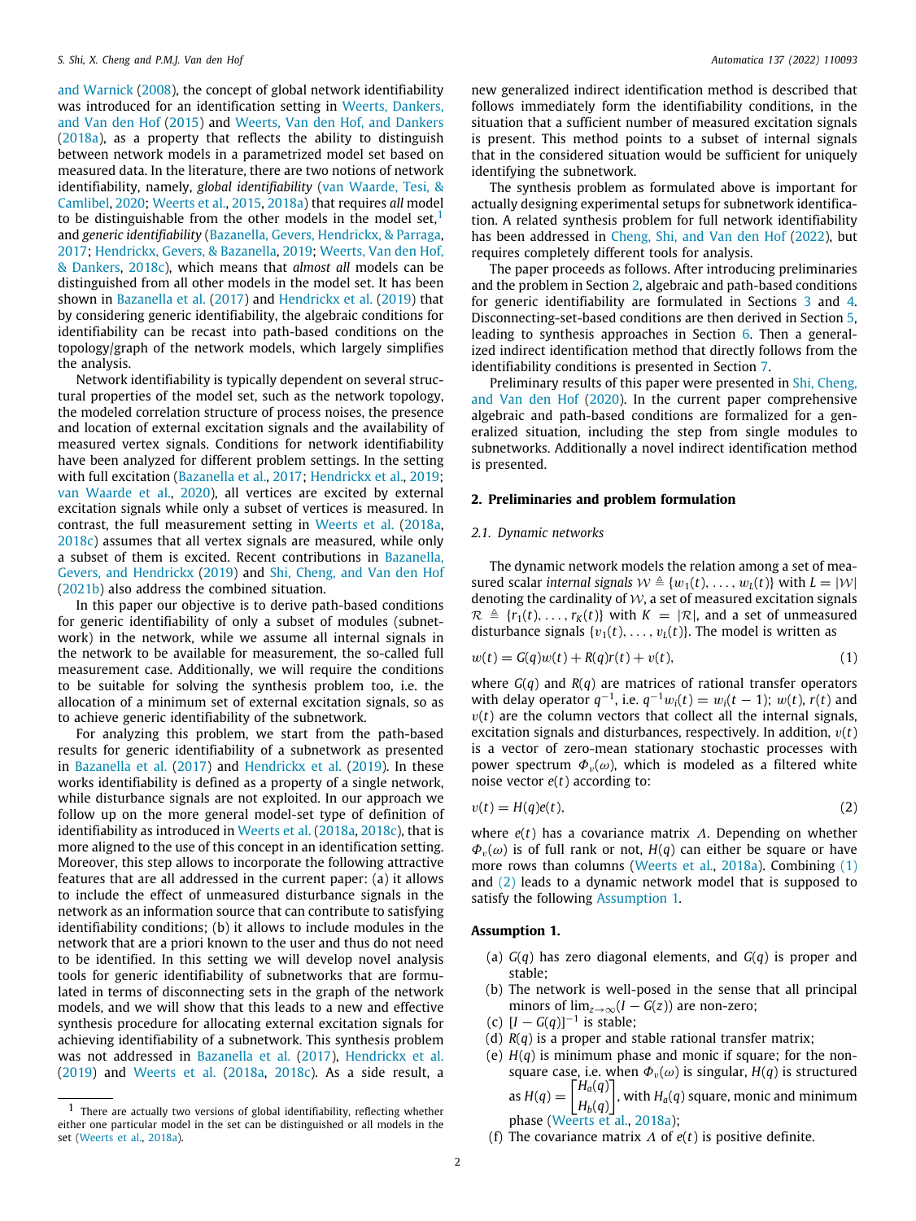and Warnick (2008), the concept of global network identifiability was introduced for an identification setting in Weerts, Dankers, and Van den Hof (2015) and Weerts, Van den Hof, and Dankers (2018a), as a property that reflects the ability to distinguish between network models in a parametrized model set based on measured data. In the literature, there are two notions of network identifiability, namely, *global identifiability* (van Waarde, Tesi, & Camlibel, 2020; Weerts et al., 2015, 2018a) that requires *all* model to be distinguishable from the other models in the model set,[1] and *generic identifiability* (Bazanella, Gevers, Hendrickx, & Parraga, 2017; Hendrickx, Gevers, & Bazanella, 2019; Weerts, Van den Hof, & Dankers, 2018c), which means that *almost all* models can be distinguished from all other models in the model set. It has been shown in Bazanella et al. (2017) and Hendrickx et al. (2019) that by considering generic identifiability, the algebraic conditions for identifiability can be recast into path-based conditions on the topology/graph of the network models, which largely simplifies the analysis.

Network identifiability is typically dependent on several structural properties of the model set, such as the network topology, the modeled correlation structure of process noises, the presence and location of external excitation signals and the availability of measured vertex signals. Conditions for network identifiability have been analyzed for different problem settings. In the setting with full excitation (Bazanella et al., 2017; Hendrickx et al., 2019; van Waarde et al., 2020), all vertices are excited by external excitation signals while only a subset of vertices is measured. In contrast, the full measurement setting in Weerts et al. (2018a, 2018c) assumes that all vertex signals are measured, while only a subset of them is excited. Recent contributions in Bazanella, Gevers, and Hendrickx (2019) and Shi, Cheng, and Van den Hof (2021b) also address the combined situation.

In this paper our objective is to derive path-based conditions for generic identifiability of only a subset of modules (subnetwork) in the network, while we assume all internal signals in the network to be available for measurement, the so-called full measurement case. Additionally, we will require the conditions to be suitable for solving the synthesis problem too, i.e. the allocation of a minimum set of external excitation signals, so as to achieve generic identifiability of the subnetwork.

For analyzing this problem, we start from the path-based results for generic identifiability of a subnetwork as presented in Bazanella et al. (2017) and Hendrickx et al. (2019). In these works identifiability is defined as a property of a single network, while disturbance signals are not exploited. In our approach we follow up on the more general model-set type of definition of identifiability as introduced in Weerts et al. (2018a, 2018c), that is more aligned to the use of this concept in an identification setting. Moreover, this step allows to incorporate the following attractive features that are all addressed in the current paper: (a) it allows to include the effect of unmeasured disturbance signals in the network as an information source that can contribute to satisfying identifiability conditions; (b) it allows to include modules in the network that are a priori known to the user and thus do not need to be identified. In this setting we will develop novel analysis tools for generic identifiability of subnetworks that are formulated in terms of disconnecting sets in the graph of the network models, and we will show that this leads to a new and effective synthesis procedure for allocating external excitation signals for achieving identifiability of a subnetwork. This synthesis problem was not addressed in Bazanella et al. (2017), Hendrickx et al. (2019) and Weerts et al. (2018a, 2018c). As a side result, a new generalized indirect identification method is described that follows immediately form the identifiability conditions, in the situation that a sufficient number of measured excitation signals is present. This method points to a subset of internal signals that in the considered situation would be sufficient for uniquely identifying the subnetwork.

The synthesis problem as formulated above is important for actually designing experimental setups for subnetwork identification. A related synthesis problem for full network identifiability has been addressed in Cheng, Shi, and Van den Hof (2022), but requires completely different tools for analysis.

The paper proceeds as follows. After introducing preliminaries and the problem in Section 2, algebraic and path-based conditions for generic identifiability are formulated in Sections 3 and 4. Disconnecting-set-based conditions are then derived in Section 5, leading to synthesis approaches in Section 6. Then a generalized indirect identification method that directly follows from the identifiability conditions is presented in Section 7.

Preliminary results of this paper were presented in Shi, Cheng, and Van den Hof (2020). In the current paper comprehensive algebraic and path-based conditions are formalized for a generalized situation, including the step from single modules to subnetworks. Additionally a novel indirect identification method is presented.

## 2. Preliminaries and problem formulation

### 2.1. Dynamic networks

The dynamic network models the relation among a set of measured scalar *internal signals* $\mathcal{W} \triangleq \{w_1(t), \dots, w_L(t)\}$ with $L = |\mathcal{W}|$ denoting the cardinality of $\mathcal{W}$, a set of measured excitation signals $\mathcal{R} \triangleq \{r_1(t), \dots, r_K(t)\}$ with $K = |\mathcal{R}|$, and a set of unmeasured disturbance signals $\{v_1(t), \dots, v_L(t)\}$. The model is written as

$$w(t) = G(q)w(t) + R(q)r(t) + v(t), \tag{1}$$

where $G(q)$ and $R(q)$ are matrices of rational transfer operators with delay operator $q^{-1}$, i.e. $q^{-1}w_i(t) = w_i(t-1)$; $w(t)$, $r(t)$ and $v(t)$ are the column vectors that collect all the internal signals, excitation signals and disturbances, respectively. In addition, $v(t)$ is a vector of zero-mean stationary stochastic processes with power spectrum $\Phi_v(\omega)$, which is modeled as a filtered white noise vector $e(t)$ according to:

$$v(t) = H(q)e(t), \tag{2}$$

where $e(t)$ has a covariance matrix $\Lambda$. Depending on whether $\Phi_v(\omega)$ is of full rank or not, $H(q)$ can either be square or have more rows than columns (Weerts et al., 2018a). Combining (1) and (2) leads to a dynamic network model that is supposed to satisfy the following Assumption 1.

**Assumption 1.**

(a) $G(q)$ has zero diagonal elements, and $G(q)$ is proper and stable;
(b) The network is well-posed in the sense that all principal minors of $\lim_{z\to\infty}(I - G(z))$ are non-zero;
(c) $[I - G(q)]^{-1}$ is stable;
(d) $R(q)$ is a proper and stable rational transfer matrix;
(e) $H(q)$ is minimum phase and monic if square; for the non-square case, i.e. when $\Phi_v(\omega)$ is singular, $H(q)$ is structured as $H(q) = \begin{bmatrix} H_a(q) \\ H_b(q) \end{bmatrix}$, with $H_a(q)$ square, monic and minimum phase (Weerts et al., 2018a);
(f) The covariance matrix $\Lambda$ of $e(t)$ is positive definite.

[1] There are actually two versions of global identifiability, reflecting whether either one particular model in the set can be distinguished or all models in the set (Weerts et al., 2018a).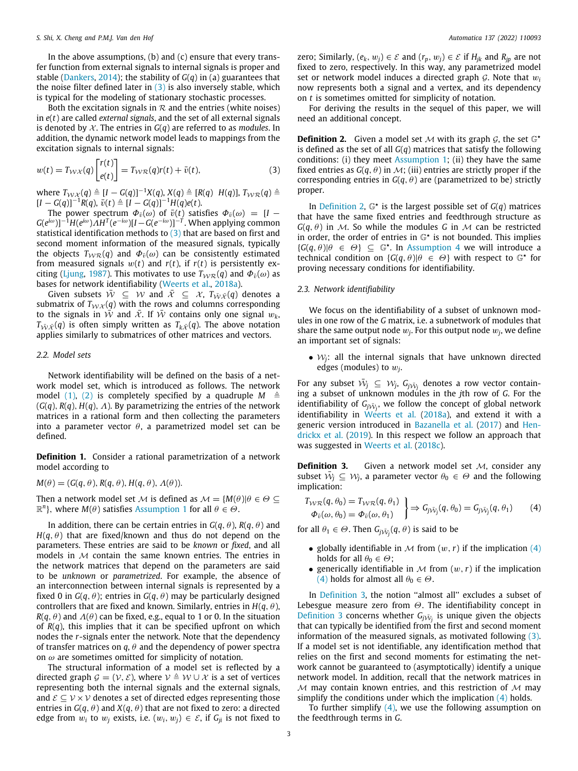In the above assumptions, (b) and (c) ensure that every transfer function from external signals to internal signals is proper and stable (Dankers, 2014); the stability of $G(q)$ in (a) guarantees that the noise filter defined later in (3) is also inversely stable, which is typical for the modeling of stationary stochastic processes.

Both the excitation signals in $\mathcal{R}$ and the entries (white noises) in $e(t)$ are called *external signals*, and the set of all external signals is denoted by $\mathcal{X}$. The entries in $G(q)$ are referred to as *modules*. In addition, the dynamic network model leads to mappings from the excitation signals to internal signals:

$$w(t) = T_{\mathcal{WX}}(q)\begin{bmatrix} r(t) \\ e(t) \end{bmatrix} = T_{\mathcal{WR}}(q)r(t) + \bar{v}(t), \tag{3}$$

where $T_{\mathcal{WX}}(q) \triangleq [I - G(q)]^{-1}X(q)$, $X(q) \triangleq [R(q) \;\; H(q)]$, $T_{\mathcal{WR}}(q) \triangleq [I - G(q)]^{-1}R(q)$, $\bar{v}(t) \triangleq [I - G(q)]^{-1}H(q)e(t)$.

The power spectrum $\Phi_{\bar{v}}(\omega)$ of $\bar{v}(t)$ satisfies $\Phi_{\bar{v}}(\omega) = [I - G(e^{i\omega})]^{-1}H(e^{i\omega})\Lambda H^T(e^{-i\omega})[I - G(e^{-i\omega})]^{-T}$. When applying common statistical identification methods to (3) that are based on first and second moment information of the measured signals, typically the objects $T_{\mathcal{WR}}(q)$ and $\Phi_{\bar{v}}(\omega)$ can be consistently estimated from measured signals $w(t)$ and $r(t)$, if $r(t)$ is persistently exciting (Ljung, 1987). This motivates to use $T_{\mathcal{WR}}(q)$ and $\Phi_{\bar{v}}(\omega)$ as bases for network identifiability (Weerts et al., 2018a).

Given subsets $\bar{\mathcal{W}} \subseteq \mathcal{W}$ and $\bar{\mathcal{X}} \subseteq \mathcal{X}$, $T_{\bar{\mathcal{W}}\bar{\mathcal{X}}}(q)$ denotes a submatrix of $T_{\mathcal{WX}}(q)$ with the rows and columns corresponding to the signals in $\bar{\mathcal{W}}$ and $\bar{\mathcal{X}}$. If $\bar{\mathcal{W}}$ contains only one signal $w_k$, $T_{\bar{\mathcal{W}}\bar{\mathcal{X}}}(q)$ is often simply written as $T_{k\bar{\mathcal{X}}}(q)$. The above notation applies similarly to submatrices of other matrices and vectors.

### 2.2. Model sets

Network identifiability will be defined on the basis of a network model set, which is introduced as follows. The network model (1), (2) is completely specified by a quadruple $M \triangleq (G(q), R(q), H(q), \Lambda)$. By parametrizing the entries of the network matrices in a rational form and then collecting the parameters into a parameter vector $\theta$, a parametrized model set can be defined.

**Definition 1.** Consider a rational parametrization of a network model according to

$$M(\theta) = (G(q, \theta), R(q, \theta), H(q, \theta), \Lambda(\theta)).$$

Then a network model set $\mathcal{M}$ is defined as $\mathcal{M} = \{M(\theta)|\theta \in \Theta \subseteq \mathbb{R}^n\}$, where $M(\theta)$ satisfies Assumption 1 for all $\theta \in \Theta$.

In addition, there can be certain entries in $G(q, \theta)$, $R(q, \theta)$ and $H(q, \theta)$ that are fixed/known and thus do not depend on the parameters. These entries are said to be *known* or *fixed*, and all models in $\mathcal{M}$ contain the same known entries. The entries in the network matrices that depend on the parameters are said to be *unknown* or *parametrized*. For example, the absence of an interconnection between internal signals is represented by a fixed 0 in $G(q, \theta)$; entries in $G(q, \theta)$ may be particularly designed controllers that are fixed and known. Similarly, entries in $H(q, \theta)$, $R(q, \theta)$ and $\Lambda(\theta)$ can be fixed, e.g., equal to 1 or 0. In the situation of $R(q)$, this implies that it can be specified upfront on which nodes the $r$-signals enter the network. Note that the dependency of transfer matrices on $q, \theta$ and the dependency of power spectra on $\omega$ are sometimes omitted for simplicity of notation.

The structural information of a model set is reflected by a directed graph $\mathcal{G} = (\mathcal{V}, \mathcal{E})$, where $\mathcal{V} \triangleq \mathcal{W} \cup \mathcal{X}$ is a set of vertices representing both the internal signals and the external signals, and $\mathcal{E} \subseteq \mathcal{V} \times \mathcal{V}$ denotes a set of directed edges representing those entries in $G(q, \theta)$ and $X(q, \theta)$ that are not fixed to zero: a directed edge from $w_i$ to $w_j$ exists, i.e. $(w_i, w_j) \in \mathcal{E}$, if $G_{ji}$ is not fixed to zero; Similarly, $(e_k, w_j) \in \mathcal{E}$ and $(r_p, w_j) \in \mathcal{E}$ if $H_{jk}$ and $R_{jp}$ are not fixed to zero, respectively. In this way, any parametrized model set or network model induces a directed graph $\mathcal{G}$. Note that $w_i$ now represents both a signal and a vertex, and its dependency on $t$ is sometimes omitted for simplicity of notation.

For deriving the results in the sequel of this paper, we will need an additional concept.

**Definition 2.** Given a model set $\mathcal{M}$ with its graph $\mathcal{G}$, the set $\mathbb{G}^\star$ is defined as the set of all $G(q)$ matrices that satisfy the following conditions: (i) they meet Assumption 1; (ii) they have the same fixed entries as $G(q, \theta)$ in $\mathcal{M}$; (iii) entries are strictly proper if the corresponding entries in $G(q, \theta)$ are (parametrized to be) strictly proper.

In Definition 2, $\mathbb{G}^\star$ is the largest possible set of $G(q)$ matrices that have the same fixed entries and feedthrough structure as $G(q, \theta)$ in $\mathcal{M}$. So while the modules $G$ in $\mathcal{M}$ can be restricted in order, the order of entries in $\mathbb{G}^\star$ is not bounded. This implies $\{G(q, \theta)|\theta \in \Theta\} \subseteq \mathbb{G}^\star$. In Assumption 4 we will introduce a technical condition on $\{G(q, \theta)|\theta \in \Theta\}$ with respect to $\mathbb{G}^\star$ for proving necessary conditions for identifiability.

### 2.3. Network identifiability

We focus on the identifiability of a subset of unknown modules in one row of the $G$ matrix, i.e. a subnetwork of modules that share the same output node $w_j$. For this output node $w_j$, we define an important set of signals:

- $\mathcal{W}_j$: all the internal signals that have unknown directed edges (modules) to $w_j$.

For any subset $\bar{\mathcal{W}}_j \subseteq \mathcal{W}_j$, $G_{j\bar{\mathcal{W}}_j}$ denotes a row vector containing a subset of unknown modules in the $j$th row of $G$. For the identifiability of $G_{j\bar{\mathcal{W}}_j}$, we follow the concept of global network identifiability in Weerts et al. (2018a), and extend it with a generic version introduced in Bazanella et al. (2017) and Hendrickx et al. (2019). In this respect we follow an approach that was suggested in Weerts et al. (2018c).

**Definition 3.** Given a network model set $\mathcal{M}$, consider any subset $\bar{\mathcal{W}}_j \subseteq \mathcal{W}_j$, a parameter vector $\theta_0 \in \Theta$ and the following implication:

$$\left.\begin{array}{r} T_{\mathcal{WR}}(q, \theta_0) = T_{\mathcal{WR}}(q, \theta_1) \\ \Phi_{\bar{v}}(\omega, \theta_0) = \Phi_{\bar{v}}(\omega, \theta_1) \end{array}\right\} \Rightarrow G_{j\bar{\mathcal{W}}_j}(q, \theta_0) = G_{j\bar{\mathcal{W}}_j}(q, \theta_1) \tag{4}$$

for all $\theta_1 \in \Theta$. Then $G_{j\bar{\mathcal{W}}_j}(q, \theta)$ is said to be

- globally identifiable in $\mathcal{M}$ from $(w, r)$ if the implication (4) holds for all $\theta_0 \in \Theta$;
- generically identifiable in $\mathcal{M}$ from $(w, r)$ if the implication (4) holds for almost all $\theta_0 \in \Theta$.

In Definition 3, the notion "almost all" excludes a subset of Lebesgue measure zero from $\Theta$. The identifiability concept in Definition 3 concerns whether $G_{j\bar{\mathcal{W}}_j}$ is unique given the objects that can typically be identified from the first and second moment information of the measured signals, as motivated following (3). If a model set is not identifiable, any identification method that relies on the first and second moments for estimating the network cannot be guaranteed to (asymptotically) identify a unique network model. In addition, recall that the network matrices in $\mathcal{M}$ may contain known entries, and this restriction of $\mathcal{M}$ may simplify the conditions under which the implication (4) holds.

To further simplify (4), we use the following assumption on the feedthrough terms in $G$.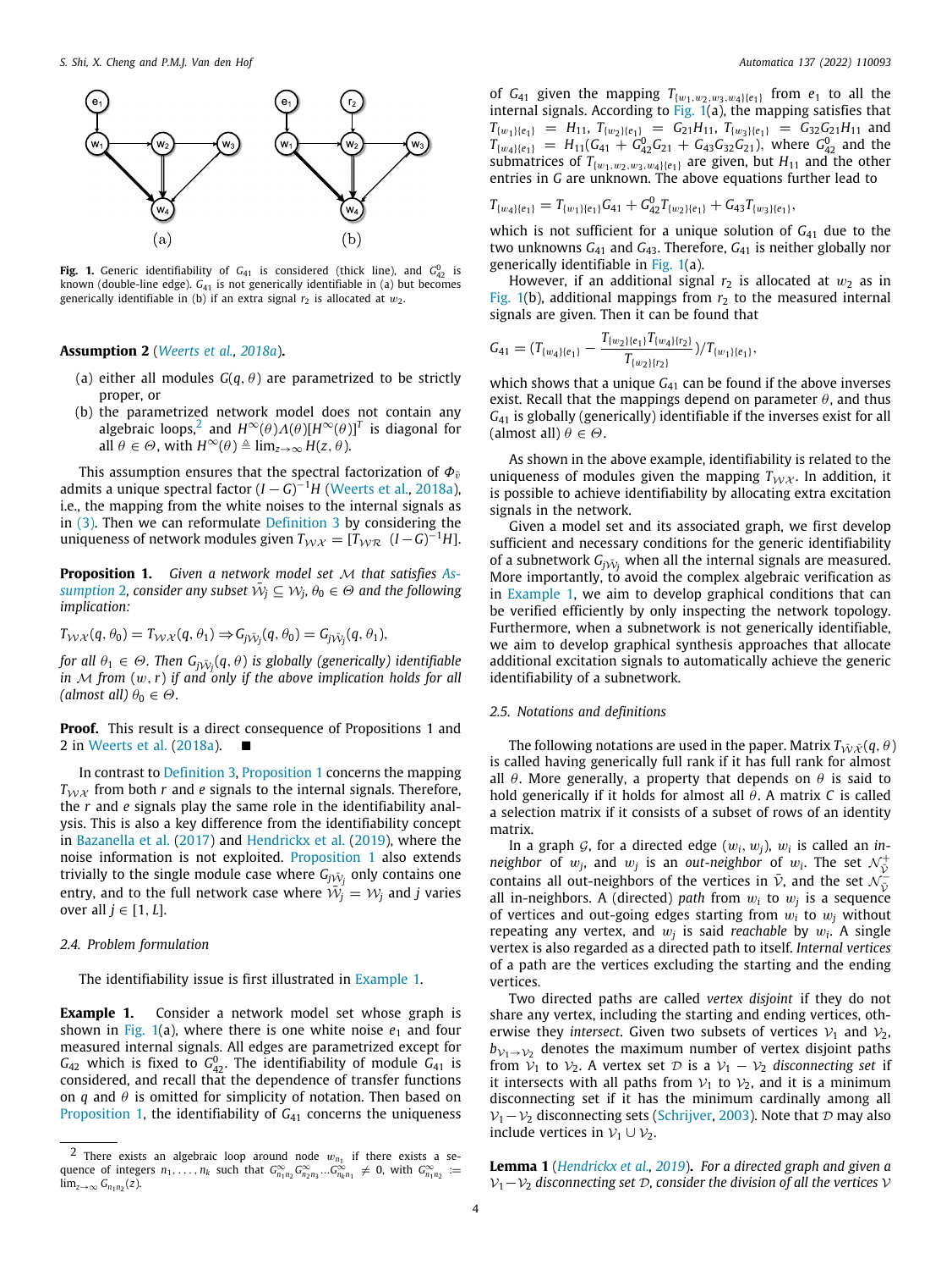Fig. 1. Generic identifiability of $G_{41}$ is considered (thick line), and $G^0_{42}$ is known (double-line edge). $G_{41}$ is not generically identifiable in (a) but becomes generically identifiable in (b) if an extra signal $r_2$ is allocated at $w_2$.

**Assumption 2** (*Weerts et al., 2018a*)**.**

(a) either all modules $G(q, \theta)$ are parametrized to be strictly proper, or

(b) the parametrized network model does not contain any algebraic loops,[2] and $H^\infty(\theta)\Lambda(\theta)[H^\infty(\theta)]^T$ is diagonal for all $\theta \in \Theta$, with $H^\infty(\theta) \triangleq \lim_{z\to\infty} H(z, \theta)$.

This assumption ensures that the spectral factorization of $\Phi_{\bar{v}}$ admits a unique spectral factor $(I-G)^{-1}H$ (Weerts et al., 2018a), i.e., the mapping from the white noises to the internal signals as in (3). Then we can reformulate Definition 3 by considering the uniqueness of network modules given $T_{\mathcal{WX}} = [T_{\mathcal{WR}} \;\; (I-G)^{-1}H]$.

**Proposition 1.** *Given a network model set $\mathcal{M}$ that satisfies Assumption 2, consider any subset $\bar{\mathcal{W}}_j \subseteq \mathcal{W}_j$, $\theta_0 \in \Theta$ and the following implication:*

$$T_{\mathcal{WX}}(q, \theta_0) = T_{\mathcal{WX}}(q, \theta_1) \Rightarrow G_{j\bar{\mathcal{W}}_j}(q, \theta_0) = G_{j\bar{\mathcal{W}}_j}(q, \theta_1),$$

*for all $\theta_1 \in \Theta$. Then $G_{j\bar{\mathcal{W}}_j}(q, \theta)$ is globally (generically) identifiable in $\mathcal{M}$ from $(w, r)$ if and only if the above implication holds for all (almost all) $\theta_0 \in \Theta$.*

**Proof.** This result is a direct consequence of Propositions 1 and 2 in Weerts et al. (2018a). ■

In contrast to Definition 3, Proposition 1 concerns the mapping $T_{\mathcal{WX}}$ from both $r$ and $e$ signals to the internal signals. Therefore, the $r$ and $e$ signals play the same role in the identifiability analysis. This is also a key difference from the identifiability concept in Bazanella et al. (2017) and Hendrickx et al. (2019), where the noise information is not exploited. Proposition 1 also extends trivially to the single module case where $G_{j\bar{\mathcal{W}}_j}$ only contains one entry, and to the full network case where $\bar{\mathcal{W}}_j = \mathcal{W}_j$ and $j$ varies over all $j \in [1, L]$.

### 2.4. Problem formulation

The identifiability issue is first illustrated in Example 1.

**Example 1.** Consider a network model set whose graph is shown in Fig. 1(a), where there is one white noise $e_1$ and four measured internal signals. All edges are parametrized except for $G_{42}$ which is fixed to $G^0_{42}$. The identifiability of module $G_{41}$ is considered, and recall that the dependence of transfer functions on $q$ and $\theta$ is omitted for simplicity of notation. Then based on Proposition 1, the identifiability of $G_{41}$ concerns the uniqueness of $G_{41}$ given the mapping $T_{\{w_1,w_2,w_3,w_4\}\{e_1\}}$ from $e_1$ to all the internal signals. According to Fig. 1(a), the mapping satisfies that $T_{\{w_1\}\{e_1\}} = H_{11}$, $T_{\{w_2\}\{e_1\}} = G_{21}H_{11}$, $T_{\{w_3\}\{e_1\}} = G_{32}G_{21}H_{11}$ and $T_{\{w_4\}\{e_1\}} = H_{11}(G_{41} + G^0_{42}G_{21} + G_{43}G_{32}G_{21})$, where $G^0_{42}$ and the submatrices of $T_{\{w_1,w_2,w_3,w_4\}\{e_1\}}$ are given, but $H_{11}$ and the other entries in $G$ are unknown. The above equations further lead to

$$T_{\{w_4\}\{e_1\}} = T_{\{w_1\}\{e_1\}}G_{41} + G^0_{42}T_{\{w_2\}\{e_1\}} + G_{43}T_{\{w_3\}\{e_1\}},$$

which is not sufficient for a unique solution of $G_{41}$ due to the two unknowns $G_{41}$ and $G_{43}$. Therefore, $G_{41}$ is neither globally nor generically identifiable in Fig. 1(a).

However, if an additional signal $r_2$ is allocated at $w_2$ as in Fig. 1(b), additional mappings from $r_2$ to the measured internal signals are given. Then it can be found that

$$G_{41} = (T_{\{w_4\}\{e_1\}} - \frac{T_{\{w_2\}\{e_1\}}T_{\{w_4\}\{r_2\}}}{T_{\{w_2\}\{r_2\}}})/T_{\{w_1\}\{e_1\}},$$

which shows that a unique $G_{41}$ can be found if the above inverses exist. Recall that the mappings depend on parameter $\theta$, and thus $G_{41}$ is globally (generically) identifiable if the inverses exist for all (almost all) $\theta \in \Theta$.

As shown in the above example, identifiability is related to the uniqueness of modules given the mapping $T_{\mathcal{WX}}$. In addition, it is possible to achieve identifiability by allocating extra excitation signals in the network.

Given a model set and its associated graph, we first develop sufficient and necessary conditions for the generic identifiability of a subnetwork $G_{j\bar{\mathcal{W}}_j}$ when all the internal signals are measured. More importantly, to avoid the complex algebraic verification as in Example 1, we aim to develop graphical conditions that can be verified efficiently by only inspecting the network topology. Furthermore, when a subnetwork is not generically identifiable, we aim to develop graphical synthesis approaches that allocate additional excitation signals to automatically achieve the generic identifiability of a subnetwork.

### 2.5. Notations and definitions

The following notations are used in the paper. Matrix $T_{\bar{\mathcal{W}}\bar{\mathcal{X}}}(q, \theta)$ is called having generically full rank if it has full rank for almost all $\theta$. More generally, a property that depends on $\theta$ is said to hold generically if it holds for almost all $\theta$. A matrix $C$ is called a selection matrix if it consists of a subset of rows of an identity matrix.

In a graph $\mathcal{G}$, for a directed edge $(w_i, w_j)$, $w_i$ is called an *in-neighbor* of $w_j$, and $w_j$ is an *out-neighbor* of $w_i$. The set $\mathcal{N}^+_{\bar{\mathcal{V}}}$ contains all out-neighbors of the vertices in $\bar{\mathcal{V}}$, and the set $\mathcal{N}^-_{\bar{\mathcal{V}}}$ all in-neighbors. A (directed) *path* from $w_i$ to $w_j$ is a sequence of vertices and out-going edges starting from $w_i$ to $w_j$ without repeating any vertex, and $w_j$ is said *reachable* by $w_i$. A single vertex is also regarded as a directed path to itself. *Internal vertices* of a path are the vertices excluding the starting and the ending vertices.

Two directed paths are called *vertex disjoint* if they do not share any vertex, including the starting and ending vertices, otherwise they *intersect*. Given two subsets of vertices $\mathcal{V}_1$ and $\mathcal{V}_2$, $b_{\mathcal{V}_1\to\mathcal{V}_2}$ denotes the maximum number of vertex disjoint paths from $\mathcal{V}_1$ to $\mathcal{V}_2$. A vertex set $\mathcal{D}$ is a $\mathcal{V}_1 - \mathcal{V}_2$ *disconnecting set* if it intersects with all paths from $\mathcal{V}_1$ to $\mathcal{V}_2$, and it is a minimum disconnecting set if it has the minimum cardinally among all $\mathcal{V}_1 - \mathcal{V}_2$ disconnecting sets (Schrijver, 2003). Note that $\mathcal{D}$ may also include vertices in $\mathcal{V}_1 \cup \mathcal{V}_2$.

**Lemma 1** (*Hendrickx et al., 2019*)**.** *For a directed graph and given a $\mathcal{V}_1 - \mathcal{V}_2$ disconnecting set $\mathcal{D}$, consider the division of all the vertices $\mathcal{V}$*

[2] There exists an algebraic loop around node $w_{n_1}$ if there exists a sequence of integers $n_1, \ldots, n_k$ such that $G^\infty_{n_1n_2}G^\infty_{n_2n_3}\ldots G^\infty_{n_kn_1} \neq 0$, with $G^\infty_{n_1n_2} := \lim_{z\to\infty} G_{n_1n_2}(z)$.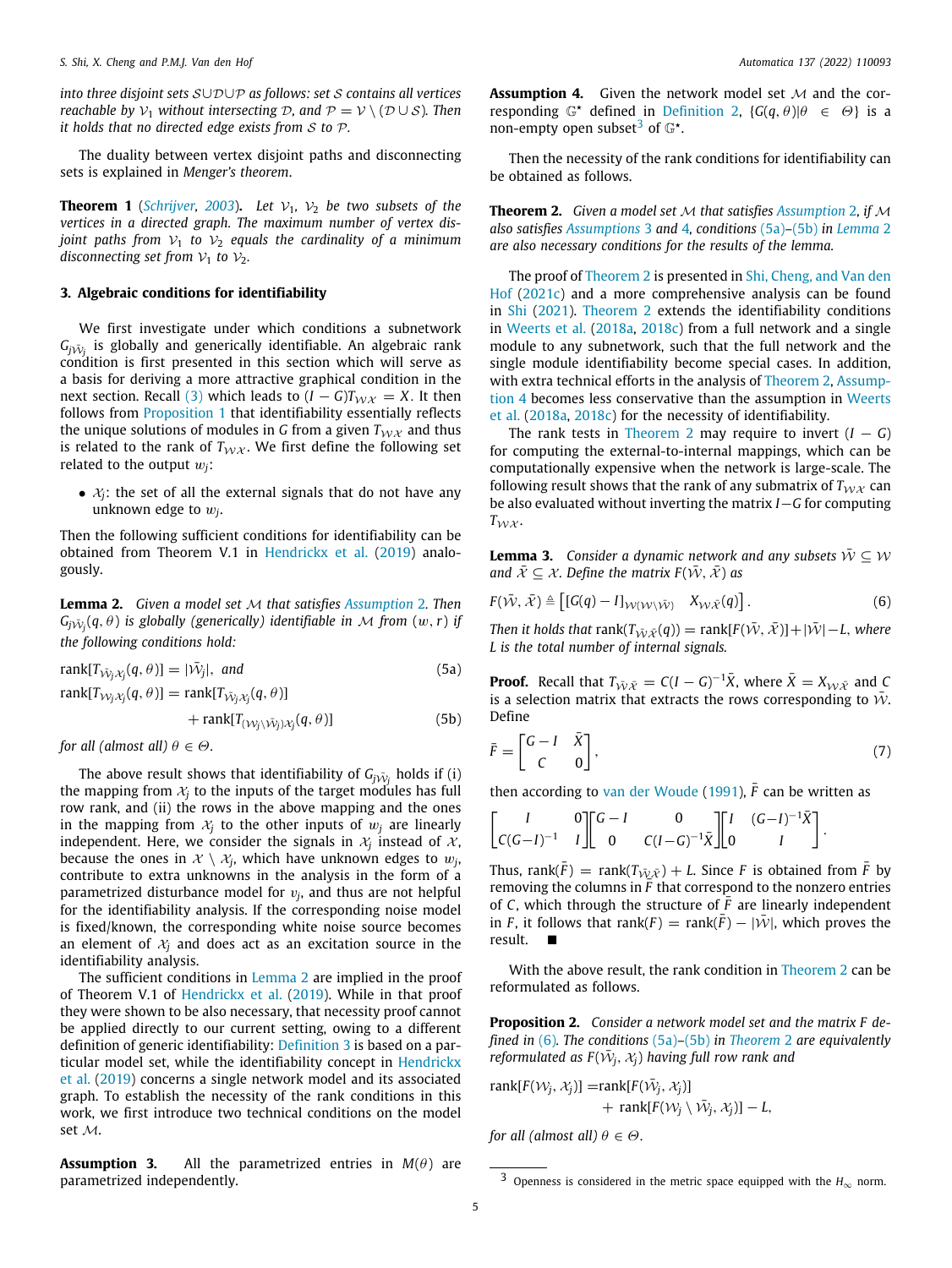*into three disjoint sets $\mathcal{S} \cup \mathcal{D} \cup \mathcal{P}$ as follows: set $\mathcal{S}$ contains all vertices reachable by $\mathcal{V}_1$ without intersecting $\mathcal{D}$, and $\mathcal{P} = \mathcal{V} \setminus (\mathcal{D} \cup \mathcal{S})$. Then it holds that no directed edge exists from $\mathcal{S}$ to $\mathcal{P}$.*

The duality between vertex disjoint paths and disconnecting sets is explained in *Menger's theorem*.

**Theorem 1** (Schrijver, 2003)**.** *Let $\mathcal{V}_1$, $\mathcal{V}_2$ be two subsets of the vertices in a directed graph. The maximum number of vertex disjoint paths from $\mathcal{V}_1$ to $\mathcal{V}_2$ equals the cardinality of a minimum disconnecting set from $\mathcal{V}_1$ to $\mathcal{V}_2$.*

## 3. Algebraic conditions for identifiability

We first investigate under which conditions a subnetwork $G_{j\bar{\mathcal{W}}_j}$ is globally and generically identifiable. An algebraic rank condition is first presented in this section which will serve as a basis for deriving a more attractive graphical condition in the next section. Recall (3) which leads to $(I-G)T_{\mathcal{W}\mathcal{X}} = X$. It then follows from Proposition 1 that identifiability essentially reflects the unique solutions of modules in $G$ from a given $T_{\mathcal{W}\mathcal{X}}$ and thus is related to the rank of $T_{\mathcal{W}\mathcal{X}}$. We first define the following set related to the output $w_j$:

- $\mathcal{X}_j$: the set of all the external signals that do not have any unknown edge to $w_j$.

Then the following sufficient conditions for identifiability can be obtained from Theorem V.1 in Hendrickx et al. (2019) analogously.

**Lemma 2.** *Given a model set $\mathcal{M}$ that satisfies Assumption 2. Then $G_{j\bar{\mathcal{W}}_j}(q,\theta)$ is globally (generically) identifiable in $\mathcal{M}$ from $(w, r)$ if the following conditions hold:*

$$\text{rank}[T_{\bar{\mathcal{W}}_j\mathcal{X}_j}(q,\theta)] = |\bar{\mathcal{W}}_j|, \text{ and} \tag{5a}$$

$$\text{rank}[T_{\mathcal{W}_j\mathcal{X}_j}(q,\theta)] = \text{rank}[T_{\bar{\mathcal{W}}_j\mathcal{X}_j}(q,\theta)] + \text{rank}[T_{(\mathcal{W}_j\setminus\bar{\mathcal{W}}_j)\mathcal{X}_j}(q,\theta)] \tag{5b}$$

*for all (almost all) $\theta \in \Theta$.*

The above result shows that identifiability of $G_{j\bar{\mathcal{W}}_j}$ holds if (i) the mapping from $\mathcal{X}_j$ to the inputs of the target modules has full row rank, and (ii) the rows in the above mapping and the ones in the mapping from $\mathcal{X}_j$ to the other inputs of $w_j$ are linearly independent. Here, we consider the signals in $\mathcal{X}_j$ instead of $\mathcal{X}$, because the ones in $\mathcal{X} \setminus \mathcal{X}_j$, which have unknown edges to $w_j$, contribute to extra unknowns in the analysis in the form of a parametrized disturbance model for $v_j$, and thus are not helpful for the identifiability analysis. If the corresponding noise model is fixed/known, the corresponding white noise source becomes an element of $\mathcal{X}_j$ and does act as an excitation source in the identifiability analysis.

The sufficient conditions in Lemma 2 are implied in the proof of Theorem V.1 of Hendrickx et al. (2019). While in that proof they were shown to be also necessary, that necessity proof cannot be applied directly to our current setting, owing to a different definition of generic identifiability: Definition 3 is based on a particular model set, while the identifiability concept in Hendrickx et al. (2019) concerns a single network model and its associated graph. To establish the necessity of the rank conditions in this work, we first introduce two technical conditions on the model set $\mathcal{M}$.

**Assumption 3.** All the parametrized entries in $M(\theta)$ are parametrized independently.

**Assumption 4.** Given the network model set $\mathcal{M}$ and the corresponding $\mathbb{G}^\star$ defined in Definition 2, $\{G(q,\theta)|\theta \in \Theta\}$ is a non-empty open subset[3] of $\mathbb{G}^\star$.

Then the necessity of the rank conditions for identifiability can be obtained as follows.

**Theorem 2.** *Given a model set $\mathcal{M}$ that satisfies Assumption 2, if $\mathcal{M}$ also satisfies Assumptions 3 and 4, conditions (5a)–(5b) in Lemma 2 are also necessary conditions for the results of the lemma.*

The proof of Theorem 2 is presented in Shi, Cheng, and Van den Hof (2021c) and a more comprehensive analysis can be found in Shi (2021). Theorem 2 extends the identifiability conditions in Weerts et al. (2018a, 2018c) from a full network and a single module to any subnetwork, such that the full network and the single module identifiability become special cases. In addition, with extra technical efforts in the analysis of Theorem 2, Assumption 4 becomes less conservative than the assumption in Weerts et al. (2018a, 2018c) for the necessity of identifiability.

The rank tests in Theorem 2 may require to invert $(I-G)$ for computing the external-to-internal mappings, which can be computationally expensive when the network is large-scale. The following result shows that the rank of any submatrix of $T_{\mathcal{W}\mathcal{X}}$ can be also evaluated without inverting the matrix $I-G$ for computing $T_{\mathcal{W}\mathcal{X}}$.

**Lemma 3.** *Consider a dynamic network and any subsets $\bar{\mathcal{W}} \subseteq \mathcal{W}$ and $\bar{\mathcal{X}} \subseteq \mathcal{X}$. Define the matrix $F(\bar{\mathcal{W}}, \bar{\mathcal{X}})$ as*

$$F(\bar{\mathcal{W}}, \bar{\mathcal{X}}) \triangleq \begin{bmatrix} [G(q) - I]_{\mathcal{W}(\mathcal{W}\setminus\bar{\mathcal{W}})} & X_{\mathcal{W}\bar{\mathcal{X}}}(q) \end{bmatrix}. \tag{6}$$

*Then it holds that $\text{rank}(T_{\bar{\mathcal{W}}\bar{\mathcal{X}}}(q)) = \text{rank}[F(\bar{\mathcal{W}}, \bar{\mathcal{X}})] + |\bar{\mathcal{W}}| - L$, where $L$ is the total number of internal signals.*

**Proof.** Recall that $T_{\bar{\mathcal{W}}\bar{\mathcal{X}}} = C(I-G)^{-1}\bar{X}$, where $\bar{X} = X_{\mathcal{W}\bar{\mathcal{X}}}$ and $C$ is a selection matrix that extracts the rows corresponding to $\bar{\mathcal{W}}$. Define

$$\bar{F} = \begin{bmatrix} G-I & \bar{X} \\ C & 0 \end{bmatrix}, \tag{7}$$

then according to van der Woude (1991), $\bar{F}$ can be written as

$$\begin{bmatrix} I & 0 \\ C(G-I)^{-1} & I \end{bmatrix} \begin{bmatrix} G-I & 0 \\ 0 & C(I-G)^{-1}\bar{X} \end{bmatrix} \begin{bmatrix} I & (G-I)^{-1}\bar{X} \\ 0 & I \end{bmatrix}.$$

Thus, $\text{rank}(\bar{F}) = \text{rank}(T_{\bar{\mathcal{W}}\bar{\mathcal{X}}}) + L$. Since $F$ is obtained from $\bar{F}$ by removing the columns in $\bar{F}$ that correspond to the nonzero entries of $C$, which through the structure of $\bar{F}$ are linearly independent in $F$, it follows that $\text{rank}(F) = \text{rank}(\bar{F}) - |\bar{\mathcal{W}}|$, which proves the result. ■

With the above result, the rank condition in Theorem 2 can be reformulated as follows.

**Proposition 2.** *Consider a network model set and the matrix $F$ defined in (6). The conditions (5a)–(5b) in Theorem 2 are equivalently reformulated as $F(\bar{\mathcal{W}}_j, \mathcal{X}_j)$ having full row rank and*

$$\text{rank}[F(\mathcal{W}_j, \mathcal{X}_j)] = \text{rank}[F(\bar{\mathcal{W}}_j, \mathcal{X}_j)] + \text{rank}[F(\mathcal{W}_j \setminus \bar{\mathcal{W}}_j, \mathcal{X}_j)] - L,$$

*for all (almost all) $\theta \in \Theta$.*

[3] Openness is considered in the metric space equipped with the $H_\infty$ norm.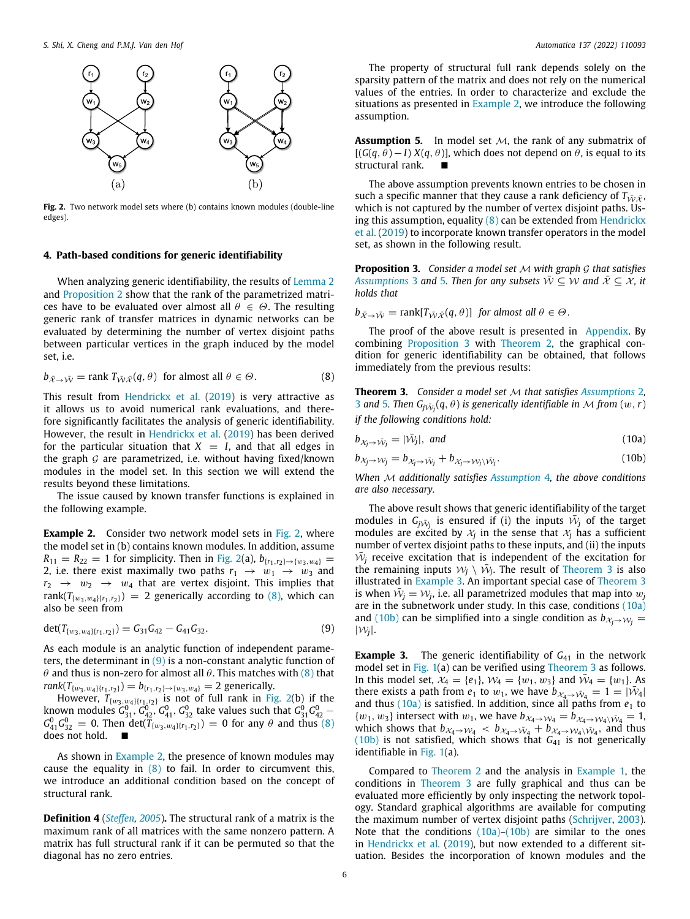Fig. 2. Two network model sets where (b) contains known modules (double-line edges).

## 4. Path-based conditions for generic identifiability

When analyzing generic identifiability, the results of Lemma 2 and Proposition 2 show that the rank of the parametrized matrices have to be evaluated over almost all $\theta \in \Theta$. The resulting generic rank of transfer matrices in dynamic networks can be evaluated by determining the number of vertex disjoint paths between particular vertices in the graph induced by the model set, i.e.

$$b_{\bar{\mathcal{X}} \to \bar{\mathcal{W}}} = \text{rank } T_{\bar{\mathcal{W}}\bar{\mathcal{X}}}(q, \theta) \ \text{ for almost all } \theta \in \Theta. \tag{8}$$

This result from Hendrickx et al. (2019) is very attractive as it allows us to avoid numerical rank evaluations, and therefore significantly facilitates the analysis of generic identifiability. However, the result in Hendrickx et al. (2019) has been derived for the particular situation that $X = I$, and that all edges in the graph $\mathcal{G}$ are parametrized, i.e. without having fixed/known modules in the model set. In this section we will extend the results beyond these limitations.

The issue caused by known transfer functions is explained in the following example.

**Example 2.** Consider two network model sets in Fig. 2, where the model set in (b) contains known modules. In addition, assume $R_{11} = R_{22} = 1$ for simplicity. Then in Fig. 2(a), $b_{\{r_1,r_2\} \to \{w_3,w_4\}} = 2$, i.e. there exist maximally two paths $r_1 \to w_1 \to w_3$ and $r_2 \to w_2 \to w_4$ that are vertex disjoint. This implies that $\text{rank}(T_{\{w_3,w_4\}\{r_1,r_2\}}) = 2$ generically according to (8), which can also be seen from

$$\det(T_{\{w_3,w_4\}\{r_1,r_2\}}) = G_{31}G_{42} - G_{41}G_{32}. \tag{9}$$

As each module is an analytic function of independent parameters, the determinant in (9) is a non-constant analytic function of $\theta$ and thus is non-zero for almost all $\theta$. This matches with (8) that $rank(T_{\{w_3,w_4\}\{r_1,r_2\}}) = b_{\{r_1,r_2\} \to \{w_3,w_4\}} = 2$ generically.

However, $T_{\{w_3,w_4\}\{r_1,r_2\}}$ is not of full rank in Fig. 2(b) if the known modules $G^0_{31}$, $G^0_{42}$, $G^0_{41}$, $G^0_{32}$ take values such that $G^0_{31}G^0_{42} - G^0_{41}G^0_{32} = 0$. Then $\det(T_{\{w_3,w_4\}\{r_1,r_2\}}) = 0$ for any $\theta$ and thus (8) does not hold. ■

As shown in Example 2, the presence of known modules may cause the equality in (8) to fail. In order to circumvent this, we introduce an additional condition based on the concept of structural rank.

**Definition 4** (*Steffen, 2005*)**.** The structural rank of a matrix is the maximum rank of all matrices with the same nonzero pattern. A matrix has full structural rank if it can be permuted so that the diagonal has no zero entries.

The property of structural full rank depends solely on the sparsity pattern of the matrix and does not rely on the numerical values of the entries. In order to characterize and exclude the situations as presented in Example 2, we introduce the following assumption.

**Assumption 5.** In model set $\mathcal{M}$, the rank of any submatrix of $[(G(q,\theta) - I) \ X(q,\theta)]$, which does not depend on $\theta$, is equal to its structural rank. ■

The above assumption prevents known entries to be chosen in such a specific manner that they cause a rank deficiency of $T_{\bar{\mathcal{W}}\bar{\mathcal{X}}}$, which is not captured by the number of vertex disjoint paths. Using this assumption, equality (8) can be extended from Hendrickx et al. (2019) to incorporate known transfer operators in the model set, as shown in the following result.

**Proposition 3.** *Consider a model set $\mathcal{M}$ with graph $\mathcal{G}$ that satisfies Assumptions 3 and 5. Then for any subsets $\bar{\mathcal{W}} \subseteq \mathcal{W}$ and $\bar{\mathcal{X}} \subseteq \mathcal{X}$, it holds that*

$$b_{\bar{\mathcal{X}} \to \bar{\mathcal{W}}} = \text{rank}[T_{\bar{\mathcal{W}}\bar{\mathcal{X}}}(q,\theta)] \ \text{ for almost all } \theta \in \Theta.$$

The proof of the above result is presented in Appendix. By combining Proposition 3 with Theorem 2, the graphical condition for generic identifiability can be obtained, that follows immediately from the previous results:

**Theorem 3.** *Consider a model set $\mathcal{M}$ that satisfies Assumptions 2, 3 and 5. Then $G_{j\bar{\mathcal{W}}_j}(q,\theta)$ is generically identifiable in $\mathcal{M}$ from $(w, r)$ if the following conditions hold:*

$$b_{\mathcal{X}_j \to \bar{\mathcal{W}}_j} = |\bar{\mathcal{W}}_j|, \ \text{ and} \tag{10a}$$

$$b_{\mathcal{X}_j \to \mathcal{W}_j} = b_{\mathcal{X}_j \to \bar{\mathcal{W}}_j} + b_{\mathcal{X}_j \to \mathcal{W}_j \setminus \bar{\mathcal{W}}_j}. \tag{10b}$$

*When $\mathcal{M}$ additionally satisfies Assumption 4, the above conditions are also necessary.*

The above result shows that generic identifiability of the target modules in $G_{j\bar{\mathcal{W}}_j}$ is ensured if (i) the inputs $\bar{\mathcal{W}}_j$ of the target modules are excited by $\mathcal{X}_j$ in the sense that $\mathcal{X}_j$ has a sufficient number of vertex disjoint paths to these inputs, and (ii) the inputs $\bar{\mathcal{W}}_j$ receive excitation that is independent of the excitation for the remaining inputs $\mathcal{W}_j \setminus \bar{\mathcal{W}}_j$. The result of Theorem 3 is also illustrated in Example 3. An important special case of Theorem 3 is when $\bar{\mathcal{W}}_j = \mathcal{W}_j$, i.e. all parametrized modules that map into $w_j$ are in the subnetwork under study. In this case, conditions (10a) and (10b) can be simplified into a single condition as $b_{\mathcal{X}_j \to \mathcal{W}_j} = |\mathcal{W}_j|$.

**Example 3.** The generic identifiability of $G_{41}$ in the network model set in Fig. 1(a) can be verified using Theorem 3 as follows. In this model set, $\mathcal{X}_4 = \{e_1\}$, $\mathcal{W}_4 = \{w_1, w_3\}$ and $\bar{\mathcal{W}}_4 = \{w_1\}$. As there exists a path from $e_1$ to $w_1$, we have $b_{\mathcal{X}_4 \to \bar{\mathcal{W}}_4} = 1 = |\bar{\mathcal{W}}_4|$ and thus (10a) is satisfied. In addition, since all paths from $e_1$ to $\{w_1, w_3\}$ intersect with $w_1$, we have $b_{\mathcal{X}_4 \to \mathcal{W}_4} = b_{\mathcal{X}_4 \to \mathcal{W}_4 \setminus \bar{\mathcal{W}}_4} = 1$, which shows that $b_{\mathcal{X}_4 \to \mathcal{W}_4} < b_{\mathcal{X}_4 \to \bar{\mathcal{W}}_4} + b_{\mathcal{X}_4 \to \mathcal{W}_4 \setminus \bar{\mathcal{W}}_4}$, and thus (10b) is not satisfied, which shows that $G_{41}$ is not generically identifiable in Fig. 1(a).

Compared to Theorem 2 and the analysis in Example 1, the conditions in Theorem 3 are fully graphical and thus can be evaluated more efficiently by only inspecting the network topology. Standard graphical algorithms are available for computing the maximum number of vertex disjoint paths (Schrijver, 2003). Note that the conditions (10a)–(10b) are similar to the ones in Hendrickx et al. (2019), but now extended to a different situation. Besides the incorporation of known modules and the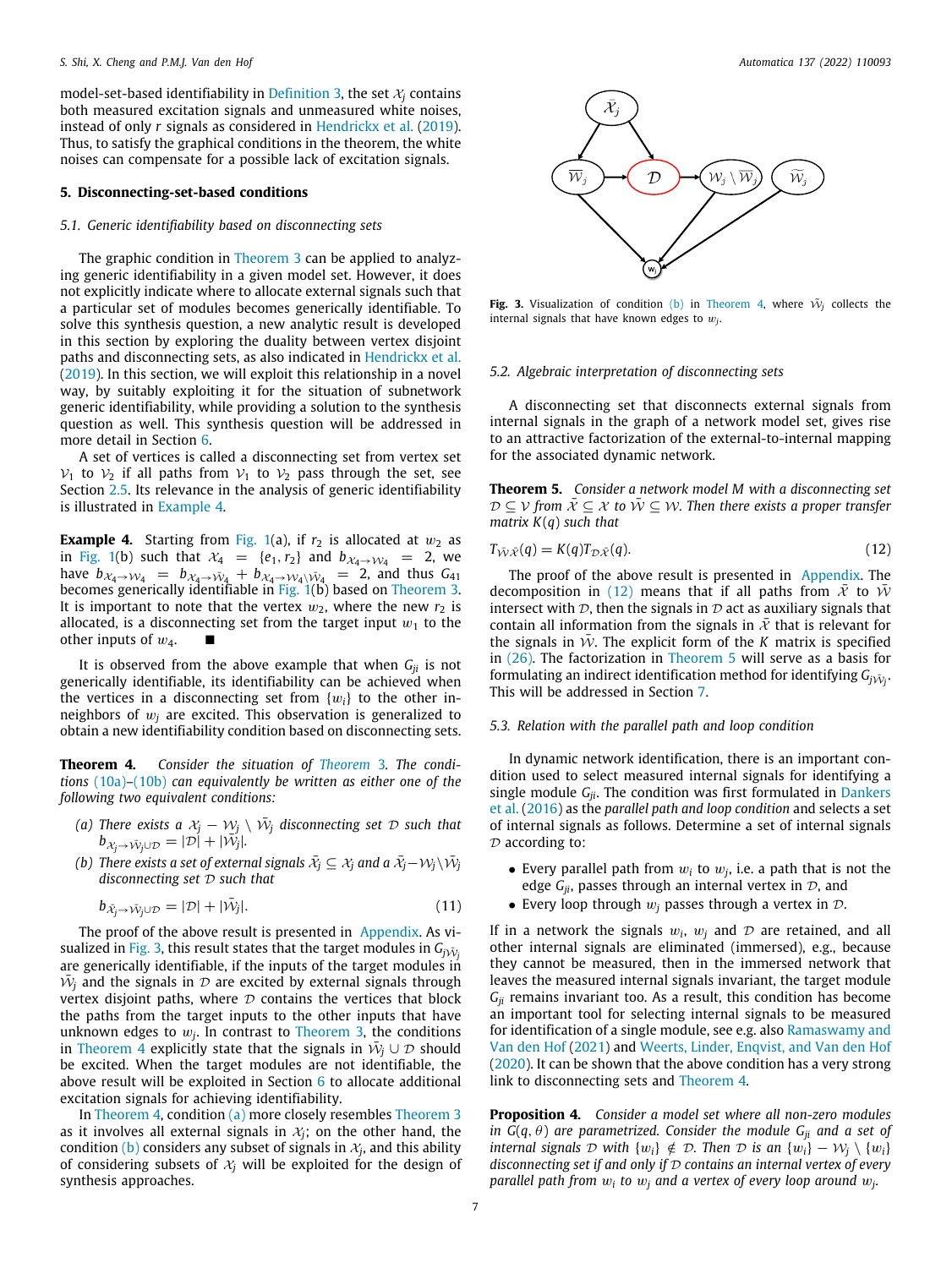model-set-based identifiability in Definition 3, the set $\mathcal{X}_j$ contains both measured excitation signals and unmeasured white noises, instead of only $r$ signals as considered in Hendrickx et al. (2019). Thus, to satisfy the graphical conditions in the theorem, the white noises can compensate for a possible lack of excitation signals.

## 5. Disconnecting-set-based conditions

### 5.1. Generic identifiability based on disconnecting sets

The graphic condition in Theorem 3 can be applied to analyzing generic identifiability in a given model set. However, it does not explicitly indicate where to allocate external signals such that a particular set of modules becomes generically identifiable. To solve this synthesis question, a new analytic result is developed in this section by exploring the duality between vertex disjoint paths and disconnecting sets, as also indicated in Hendrickx et al. (2019). In this section, we will exploit this relationship in a novel way, by suitably exploiting it for the situation of subnetwork generic identifiability, while providing a solution to the synthesis question as well. This synthesis question will be addressed in more detail in Section 6.

A set of vertices is called a disconnecting set from vertex set $\mathcal{V}_1$ to $\mathcal{V}_2$ if all paths from $\mathcal{V}_1$ to $\mathcal{V}_2$ pass through the set, see Section 2.5. Its relevance in the analysis of generic identifiability is illustrated in Example 4.

**Example 4.** Starting from Fig. 1(a), if $r_2$ is allocated at $w_2$ as in Fig. 1(b) such that $\mathcal{X}_4 = \{e_1, r_2\}$ and $b_{\mathcal{X}_4 \to \mathcal{W}_4} = 2$, we have $b_{\mathcal{X}_4 \to \bar{\mathcal{W}}_4} = b_{\mathcal{X}_4 \to \bar{\mathcal{W}}_4} + b_{\mathcal{X}_4 \to \mathcal{W}_4 \setminus \bar{\mathcal{W}}_4} = 2$, and thus $G_{41}$ becomes generically identifiable in Fig. 1(b) based on Theorem 3. It is important to note that the vertex $w_2$, where the new $r_2$ is allocated, is a disconnecting set from the target input $w_1$ to the other inputs of $w_4$. ■

It is observed from the above example that when $G_{ji}$ is not generically identifiable, its identifiability can be achieved when the vertices in a disconnecting set from $\{w_i\}$ to the other in-neighbors of $w_j$ are excited. This observation is generalized to obtain a new identifiability condition based on disconnecting sets.

**Theorem 4.** *Consider the situation of Theorem 3. The conditions (10a)–(10b) can equivalently be written as either one of the following two equivalent conditions:*

- *(a) There exists a $\mathcal{X}_j - \mathcal{W}_j \setminus \bar{\mathcal{W}}_j$ disconnecting set $\mathcal{D}$ such that $b_{\mathcal{X}_j \to \bar{\mathcal{W}}_j \cup \mathcal{D}} = |\mathcal{D}| + |\bar{\mathcal{W}}_j|$.*
- *(b) There exists a set of external signals $\bar{\mathcal{X}}_j \subseteq \mathcal{X}_j$ and a $\bar{\mathcal{X}}_j - \mathcal{W}_j \setminus \bar{\mathcal{W}}_j$ disconnecting set $\mathcal{D}$ such that*

$$b_{\bar{\mathcal{X}}_j \to \bar{\mathcal{W}}_j \cup \mathcal{D}} = |\mathcal{D}| + |\bar{\mathcal{W}}_j|. \tag{11}$$

The proof of the above result is presented in Appendix. As visualized in Fig. 3, this result states that the target modules in $G_{j\bar{\mathcal{W}}_j}$ are generically identifiable, if the inputs of the target modules in $\bar{\mathcal{W}}_j$ and the signals in $\mathcal{D}$ are excited by external signals through vertex disjoint paths, where $\mathcal{D}$ contains the vertices that block the paths from the target inputs to the other inputs that have unknown edges to $w_j$. In contrast to Theorem 3, the conditions in Theorem 4 explicitly state that the signals in $\bar{\mathcal{W}}_j \cup \mathcal{D}$ should be excited. When the target modules are not identifiable, the above result will be exploited in Section 6 to allocate additional excitation signals for achieving identifiability.

In Theorem 4, condition (a) more closely resembles Theorem 3 as it involves all external signals in $\mathcal{X}_j$; on the other hand, the condition (b) considers any subset of signals in $\mathcal{X}_j$, and this ability of considering subsets of $\mathcal{X}_j$ will be exploited for the design of synthesis approaches.

Fig. 3. Visualization of condition (b) in Theorem 4, where $\tilde{\mathcal{W}}_j$ collects the internal signals that have known edges to $w_j$.

### 5.2. Algebraic interpretation of disconnecting sets

A disconnecting set that disconnects external signals from internal signals in the graph of a network model set, gives rise to an attractive factorization of the external-to-internal mapping for the associated dynamic network.

**Theorem 5.** *Consider a network model $M$ with a disconnecting set $\mathcal{D} \subseteq \mathcal{V}$ from $\bar{\mathcal{X}} \subseteq \mathcal{X}$ to $\bar{\mathcal{W}} \subseteq \mathcal{W}$. Then there exists a proper transfer matrix $K(q)$ such that*

$$T_{\bar{\mathcal{W}}\bar{\mathcal{X}}}(q) = K(q) T_{\mathcal{D}\bar{\mathcal{X}}}(q). \tag{12}$$

The proof of the above result is presented in Appendix. The decomposition in (12) means that if all paths from $\bar{\mathcal{X}}$ to $\bar{\mathcal{W}}$ intersect with $\mathcal{D}$, then the signals in $\mathcal{D}$ act as auxiliary signals that contain all information from the signals in $\bar{\mathcal{X}}$ that is relevant for the signals in $\bar{\mathcal{W}}$. The explicit form of the $K$ matrix is specified in (26). The factorization in Theorem 5 will serve as a basis for formulating an indirect identification method for identifying $G_{j\bar{\mathcal{W}}_j}$. This will be addressed in Section 7.

### 5.3. Relation with the parallel path and loop condition

In dynamic network identification, there is an important condition used to select measured internal signals for identifying a single module $G_{ji}$. The condition was first formulated in Dankers et al. (2016) as the *parallel path and loop condition* and selects a set of internal signals $\mathcal{D}$ according to:

- Every parallel path from $w_i$ to $w_j$, i.e. a path that is not the edge $G_{ji}$, passes through an internal vertex in $\mathcal{D}$, and
- Every loop through $w_j$ passes through a vertex in $\mathcal{D}$.

If in a network the signals $w_i$, $w_j$ and $\mathcal{D}$ are retained, and all other internal signals are eliminated (immersed), e.g., because they cannot be measured, then in the immersed network that leaves the measured internal signals invariant, the target module $G_{ji}$ remains invariant too. As a result, this condition has become an important tool for selecting internal signals to be measured for identification of a single module, see e.g. also Ramaswamy and Van den Hof (2021) and Weerts, Linder, Enqvist, and Van den Hof (2020). It can be shown that the above condition has a very strong link to disconnecting sets and Theorem 4.

**Proposition 4.** *Consider a model set where all non-zero modules in $G(q, \theta)$ are parametrized. Consider the module $G_{ji}$ and a set of internal signals $\mathcal{D}$ with $\{w_i\} \notin \mathcal{D}$. Then $\mathcal{D}$ is an $\{w_i\} - \mathcal{W}_j \setminus \{w_i\}$ disconnecting set if and only if $\mathcal{D}$ contains an internal vertex of every parallel path from $w_i$ to $w_j$ and a vertex of every loop around $w_j$.*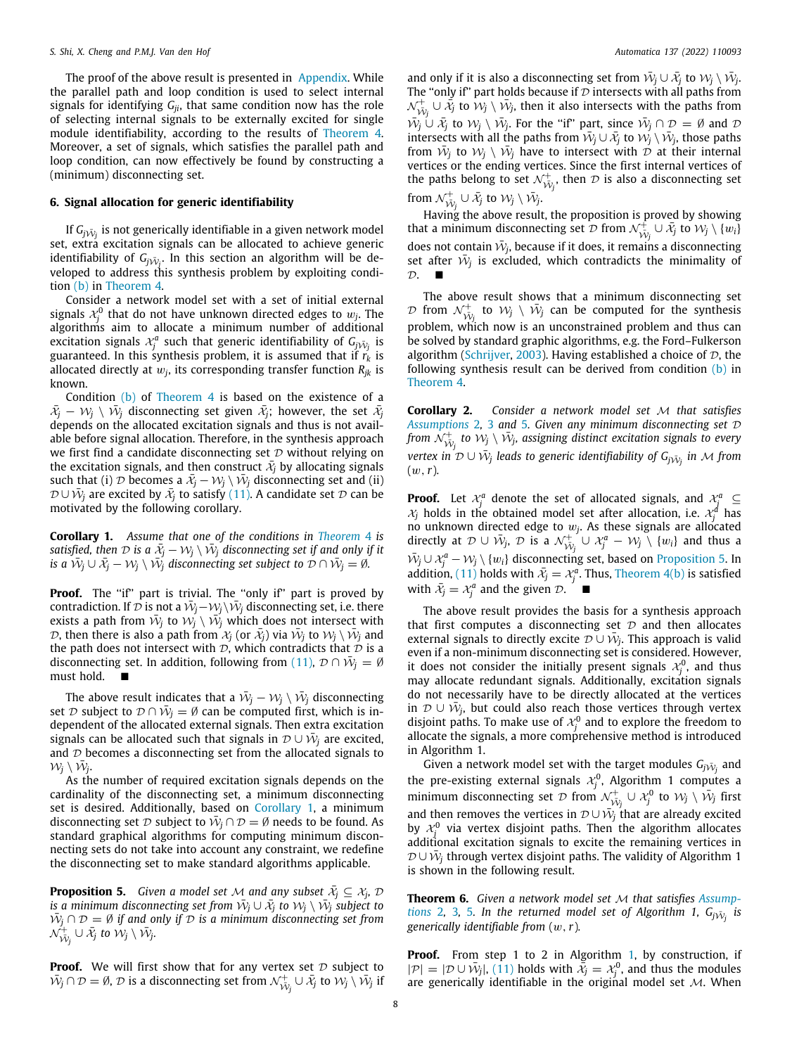The proof of the above result is presented in Appendix. While the parallel path and loop condition is used to select internal signals for identifying $G_{ji}$, that same condition now has the role of selecting internal signals to be externally excited for single module identifiability, according to the results of Theorem 4. Moreover, a set of signals, which satisfies the parallel path and loop condition, can now effectively be found by constructing a (minimum) disconnecting set.

## 6. Signal allocation for generic identifiability

If $G_{j\bar{\mathcal{W}}_j}$ is not generically identifiable in a given network model set, extra excitation signals can be allocated to achieve generic identifiability of $G_{j\bar{\mathcal{W}}_j}$. In this section an algorithm will be developed to address this synthesis problem by exploiting condition (b) in Theorem 4.

Consider a network model set with a set of initial external signals $\mathcal{X}_j^0$ that do not have unknown directed edges to $w_j$. The algorithms aim to allocate a minimum number of additional excitation signals $\mathcal{X}_j^a$ such that generic identifiability of $G_{j\bar{\mathcal{W}}_j}$ is guaranteed. In this synthesis problem, it is assumed that if $r_k$ is allocated directly at $w_j$, its corresponding transfer function $R_{jk}$ is known.

Condition (b) of Theorem 4 is based on the existence of a $\bar{\mathcal{X}}_j - \mathcal{W}_j \setminus \bar{\mathcal{W}}_j$ disconnecting set given $\bar{\mathcal{X}}_j$; however, the set $\bar{\mathcal{X}}_j$ depends on the allocated excitation signals and thus is not available before signal allocation. Therefore, in the synthesis approach we first find a candidate disconnecting set $\mathcal{D}$ without relying on the excitation signals, and then construct $\bar{\mathcal{X}}_j$ by allocating signals such that (i) $\mathcal{D}$ becomes a $\bar{\mathcal{X}}_j - \mathcal{W}_j \setminus \bar{\mathcal{W}}_j$ disconnecting set and (ii) $\mathcal{D} \cup \bar{\mathcal{W}}_j$ are excited by $\bar{\mathcal{X}}_j$ to satisfy (11). A candidate set $\mathcal{D}$ can be motivated by the following corollary.

**Corollary 1.** *Assume that one of the conditions in Theorem 4 is satisfied, then $\mathcal{D}$ is a $\bar{\mathcal{X}}_j - \mathcal{W}_j \setminus \bar{\mathcal{W}}_j$ disconnecting set if and only if it is a $\bar{\mathcal{W}}_j \cup \bar{\mathcal{X}}_j - \mathcal{W}_j \setminus \bar{\mathcal{W}}_j$ disconnecting set subject to $\mathcal{D} \cap \bar{\mathcal{W}}_j = \emptyset$.*

**Proof.** The "if" part is trivial. The "only if" part is proved by contradiction. If $\mathcal{D}$ is not a $\bar{\mathcal{W}}_j - \mathcal{W}_j \setminus \bar{\mathcal{W}}_j$ disconnecting set, i.e. there exists a path from $\bar{\mathcal{W}}_j$ to $\mathcal{W}_j \setminus \bar{\mathcal{W}}_j$ which does not intersect with $\mathcal{D}$, then there is also a path from $\mathcal{X}_j$ (or $\bar{\mathcal{X}}_j$) via $\bar{\mathcal{W}}_j$ to $\mathcal{W}_j \setminus \bar{\mathcal{W}}_j$ and the path does not intersect with $\mathcal{D}$, which contradicts that $\mathcal{D}$ is a disconnecting set. In addition, following from (11), $\mathcal{D} \cap \bar{\mathcal{W}}_j = \emptyset$ must hold. ■

The above result indicates that a $\bar{\mathcal{W}}_j - \mathcal{W}_j \setminus \bar{\mathcal{W}}_j$ disconnecting set $\mathcal{D}$ subject to $\mathcal{D} \cap \bar{\mathcal{W}}_j = \emptyset$ can be computed first, which is independent of the allocated external signals. Then extra excitation signals can be allocated such that signals in $\mathcal{D} \cup \bar{\mathcal{W}}_j$ are excited, and $\mathcal{D}$ becomes a disconnecting set from the allocated signals to $\mathcal{W}_j \setminus \bar{\mathcal{W}}_j$.

As the number of required excitation signals depends on the cardinality of the disconnecting set, a minimum disconnecting set is desired. Additionally, based on Corollary 1, a minimum disconnecting set $\mathcal{D}$ subject to $\bar{\mathcal{W}}_j \cap \mathcal{D} = \emptyset$ needs to be found. As standard graphical algorithms for computing minimum disconnecting sets do not take into account any constraint, we redefine the disconnecting set to make standard algorithms applicable.

**Proposition 5.** *Given a model set $\mathcal{M}$ and any subset $\bar{\mathcal{X}}_j \subseteq \mathcal{X}_j$, $\mathcal{D}$ is a minimum disconnecting set from $\bar{\mathcal{W}}_j \cup \bar{\mathcal{X}}_j$ to $\mathcal{W}_j \setminus \bar{\mathcal{W}}_j$ subject to $\bar{\mathcal{W}}_j \cap \mathcal{D} = \emptyset$ if and only if $\mathcal{D}$ is a minimum disconnecting set from $\mathcal{N}^+_{\bar{\mathcal{W}}_j} \cup \bar{\mathcal{X}}_j$ to $\mathcal{W}_j \setminus \bar{\mathcal{W}}_j$.*

**Proof.** We will first show that for any vertex set $\mathcal{D}$ subject to $\bar{\mathcal{W}}_j \cap \mathcal{D} = \emptyset$, $\mathcal{D}$ is a disconnecting set from $\mathcal{N}^+_{\bar{\mathcal{W}}_j} \cup \bar{\mathcal{X}}_j$ to $\mathcal{W}_j \setminus \bar{\mathcal{W}}_j$ if and only if it is also a disconnecting set from $\bar{\mathcal{W}}_j \cup \bar{\mathcal{X}}_j$ to $\mathcal{W}_j \setminus \bar{\mathcal{W}}_j$. The "only if" part holds because if $\mathcal{D}$ intersects with all paths from $\mathcal{N}^+_{\bar{\mathcal{W}}_j} \cup \bar{\mathcal{X}}_j$ to $\mathcal{W}_j \setminus \bar{\mathcal{W}}_j$, then it also intersects with the paths from $\bar{\mathcal{W}}_j \cup \bar{\mathcal{X}}_j$ to $\mathcal{W}_j \setminus \bar{\mathcal{W}}_j$. For the "if" part, since $\bar{\mathcal{W}}_j \cap \mathcal{D} = \emptyset$ and $\mathcal{D}$ intersects with all the paths from $\bar{\mathcal{W}}_j \cup \bar{\mathcal{X}}_j$ to $\mathcal{W}_j \setminus \bar{\mathcal{W}}_j$, those paths from $\bar{\mathcal{W}}_j$ to $\mathcal{W}_j \setminus \bar{\mathcal{W}}_j$ have to intersect with $\mathcal{D}$ at their internal vertices or the ending vertices. Since the first internal vertices of the paths belong to set $\mathcal{N}^+_{\bar{\mathcal{W}}_j}$, then $\mathcal{D}$ is also a disconnecting set from $\mathcal{N}^+_{\bar{\mathcal{W}}_j} \cup \bar{\mathcal{X}}_j$ to $\mathcal{W}_j \setminus \bar{\mathcal{W}}_j$.

Having the above result, the proposition is proved by showing that a minimum disconnecting set $\mathcal{D}$ from $\mathcal{N}^+_{\bar{\mathcal{W}}_j} \cup \bar{\mathcal{X}}_j$ to $\mathcal{W}_j \setminus \{w_i\}$ does not contain $\bar{\mathcal{W}}_j$, because if it does, it remains a disconnecting set after $\bar{\mathcal{W}}_j$ is excluded, which contradicts the minimality of $\mathcal{D}$. ■

The above result shows that a minimum disconnecting set $\mathcal{D}$ from $\mathcal{N}^+_{\bar{\mathcal{W}}_j}$ to $\mathcal{W}_j \setminus \bar{\mathcal{W}}_j$ can be computed for the synthesis problem, which now is an unconstrained problem and thus can be solved by standard graphic algorithms, e.g. the Ford–Fulkerson algorithm (Schrijver, 2003). Having established a choice of $\mathcal{D}$, the following synthesis result can be derived from condition (b) in Theorem 4.

**Corollary 2.** *Consider a network model set $\mathcal{M}$ that satisfies Assumptions 2, 3 and 5. Given any minimum disconnecting set $\mathcal{D}$ from $\mathcal{N}^+_{\bar{\mathcal{W}}_j}$ to $\mathcal{W}_j \setminus \bar{\mathcal{W}}_j$, assigning distinct excitation signals to every vertex in $\mathcal{D} \cup \bar{\mathcal{W}}_j$ leads to generic identifiability of $G_{j\bar{\mathcal{W}}_j}$ in $\mathcal{M}$ from $(w, r)$.*

**Proof.** Let $\mathcal{X}_j^a$ denote the set of allocated signals, and $\mathcal{X}_j^a \subseteq \mathcal{X}_j$ holds in the obtained model set after allocation, i.e. $\mathcal{X}_j^a$ has no unknown directed edge to $w_j$. As these signals are allocated directly at $\mathcal{D} \cup \bar{\mathcal{W}}_j$, $\mathcal{D}$ is a $\mathcal{N}^+_{\bar{\mathcal{W}}_j} \cup \mathcal{X}_j^a - \mathcal{W}_j \setminus \{w_i\}$ and thus a $\bar{\mathcal{W}}_j \cup \mathcal{X}_j^a - \mathcal{W}_j \setminus \{w_i\}$ disconnecting set, based on Proposition 5. In addition, (11) holds with $\bar{\mathcal{X}}_j = \mathcal{X}_j^a$. Thus, Theorem 4(b) is satisfied with $\bar{\mathcal{X}}_j = \mathcal{X}_j^a$ and the given $\mathcal{D}$. ■

The above result provides the basis for a synthesis approach that first computes a disconnecting set $\mathcal{D}$ and then allocates external signals to directly excite $\mathcal{D} \cup \bar{\mathcal{W}}_j$. This approach is valid even if a non-minimum disconnecting set is considered. However, it does not consider the initially present signals $\mathcal{X}_j^0$, and thus may allocate redundant signals. Additionally, excitation signals do not necessarily have to be directly allocated at the vertices in $\mathcal{D} \cup \bar{\mathcal{W}}_j$, but could also reach those vertices through vertex disjoint paths. To make use of $\mathcal{X}_j^0$ and to explore the freedom to allocate the signals, a more comprehensive method is introduced in Algorithm 1.

Given a network model set with the target modules $G_{j\bar{\mathcal{W}}_j}$ and the pre-existing external signals $\mathcal{X}_j^0$, Algorithm 1 computes a minimum disconnecting set $\mathcal{D}$ from $\mathcal{N}^+_{\bar{\mathcal{W}}_j} \cup \mathcal{X}_j^0$ to $\mathcal{W}_j \setminus \bar{\mathcal{W}}_j$ first and then removes the vertices in $\mathcal{D} \cup \bar{\mathcal{W}}_j$ that are already excited by $\mathcal{X}_j^0$ via vertex disjoint paths. Then the algorithm allocates additional excitation signals to excite the remaining vertices in $\mathcal{D} \cup \bar{\mathcal{W}}_j$ through vertex disjoint paths. The validity of Algorithm 1 is shown in the following result.

**Theorem 6.** *Given a network model set $\mathcal{M}$ that satisfies Assumptions 2, 3, 5. In the returned model set of Algorithm 1, $G_{j\bar{\mathcal{W}}_j}$ is generically identifiable from $(w, r)$.*

**Proof.** From step 1 to 2 in Algorithm 1, by construction, if $|\mathcal{P}| = |\mathcal{D} \cup \bar{\mathcal{W}}_j|$, (11) holds with $\bar{\mathcal{X}}_j = \mathcal{X}_j^0$, and thus the modules are generically identifiable in the original model set $\mathcal{M}$. When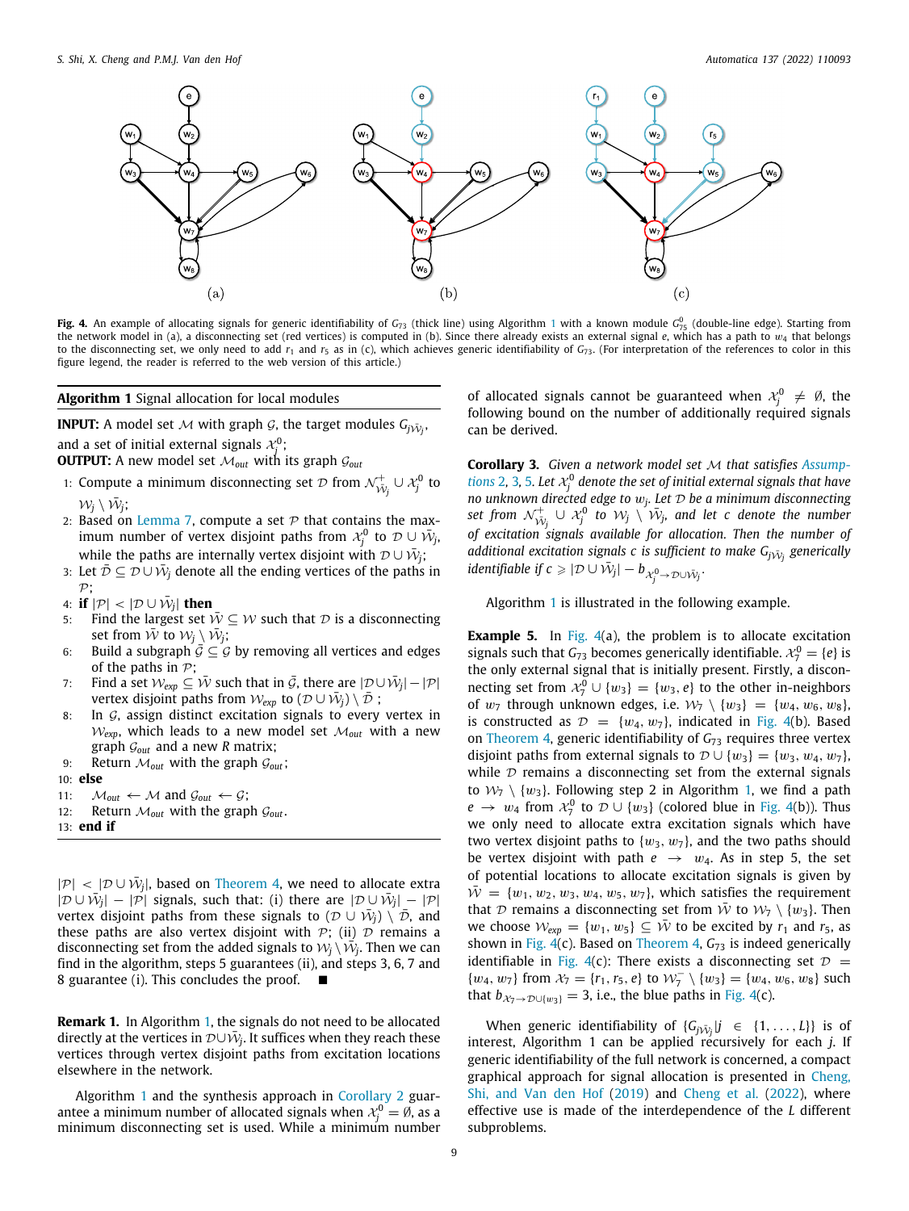**Fig. 4.** An example of allocating signals for generic identifiability of $G_{73}$ (thick line) using Algorithm 1 with a known module $G^0_{75}$ (double-line edge). Starting from the network model in (a), a disconnecting set (red vertices) is computed in (b). Since there already exists an external signal $e$, which has a path to $w_4$ that belongs to the disconnecting set, we only need to add $r_1$ and $r_5$ as in (c), which achieves generic identifiability of $G_{73}$. (For interpretation of the references to color in this figure legend, the reader is referred to the web version of this article.)

**Algorithm 1** Signal allocation for local modules

**INPUT:** A model set $\mathcal{M}$ with graph $\mathcal{G}$, the target modules $G_{j\bar{\mathcal{W}}_j}$, and a set of initial external signals $\mathcal{X}^0_j$;
**OUTPUT:** A new model set $\mathcal{M}_{out}$ with its graph $\mathcal{G}_{out}$

1: Compute a minimum disconnecting set $\mathcal{D}$ from $\mathcal{N}^+_{\bar{\mathcal{W}}_j} \cup \mathcal{X}^0_j$ to $\mathcal{W}_j \setminus \bar{\mathcal{W}}_j$;
2: Based on Lemma 7, compute a set $\mathcal{P}$ that contains the maximum number of vertex disjoint paths from $\mathcal{X}^0_j$ to $\mathcal{D} \cup \bar{\mathcal{W}}_j$, while the paths are internally vertex disjoint with $\mathcal{D} \cup \bar{\mathcal{W}}_j$;
3: Let $\bar{\mathcal{D}} \subseteq \mathcal{D} \cup \bar{\mathcal{W}}_j$ denote all the ending vertices of the paths in $\mathcal{P}$;
4: **if** $|\mathcal{P}| < |\mathcal{D} \cup \bar{\mathcal{W}}_j|$ **then**
5: Find the largest set $\bar{\mathcal{W}} \subseteq \mathcal{W}$ such that $\mathcal{D}$ is a disconnecting set from $\bar{\mathcal{W}}$ to $\mathcal{W}_j \setminus \bar{\mathcal{W}}_j$;
6: Build a subgraph $\bar{\mathcal{G}} \subseteq \mathcal{G}$ by removing all vertices and edges of the paths in $\mathcal{P}$;
7: Find a set $\mathcal{W}_{exp} \subseteq \bar{\mathcal{W}}$ such that in $\bar{\mathcal{G}}$, there are $|\mathcal{D} \cup \bar{\mathcal{W}}_j| - |\mathcal{P}|$ vertex disjoint paths from $\mathcal{W}_{exp}$ to $(\mathcal{D} \cup \bar{\mathcal{W}}_j) \setminus \bar{\mathcal{D}}$ ;
8: In $\mathcal{G}$, assign distinct excitation signals to every vertex in $\mathcal{W}_{exp}$, which leads to a new model set $\mathcal{M}_{out}$ with a new graph $\mathcal{G}_{out}$ and a new $R$ matrix;
9: Return $\mathcal{M}_{out}$ with the graph $\mathcal{G}_{out}$;
10: **else**
11: $\mathcal{M}_{out} \leftarrow \mathcal{M}$ and $\mathcal{G}_{out} \leftarrow \mathcal{G}$;
12: Return $\mathcal{M}_{out}$ with the graph $\mathcal{G}_{out}$.
13: **end if**

$|\mathcal{P}| < |\mathcal{D} \cup \bar{\mathcal{W}}_j|$, based on Theorem 4, we need to allocate extra $|\mathcal{D} \cup \bar{\mathcal{W}}_j| - |\mathcal{P}|$ signals, such that: (i) there are $|\mathcal{D} \cup \bar{\mathcal{W}}_j| - |\mathcal{P}|$ vertex disjoint paths from these signals to $(\mathcal{D} \cup \bar{\mathcal{W}}_j) \setminus \bar{\mathcal{D}}$, and these paths are also vertex disjoint with $\mathcal{P}$; (ii) $\mathcal{D}$ remains a disconnecting set from the added signals to $\mathcal{W}_j \setminus \bar{\mathcal{W}}_j$. Then we can find in the algorithm, steps 5 guarantees (ii), and steps 3, 6, 7 and 8 guarantee (i). This concludes the proof. ■

**Remark 1.** In Algorithm 1, the signals do not need to be allocated directly at the vertices in $\mathcal{D} \cup \bar{\mathcal{W}}_j$. It suffices when they reach these vertices through vertex disjoint paths from excitation locations elsewhere in the network.

Algorithm 1 and the synthesis approach in Corollary 2 guarantee a minimum number of allocated signals when $\mathcal{X}^0_j = \emptyset$, as a minimum disconnecting set is used. While a minimum number of allocated signals cannot be guaranteed when $\mathcal{X}^0_j \neq \emptyset$, the following bound on the number of additionally required signals can be derived.

**Corollary 3.** *Given a network model set $\mathcal{M}$ that satisfies Assumptions 2, 3, 5. Let $\mathcal{X}^0_j$ denote the set of initial external signals that have no unknown directed edge to $w_j$. Let $\mathcal{D}$ be a minimum disconnecting set from $\mathcal{N}^+_{\bar{\mathcal{W}}_j} \cup \mathcal{X}^0_j$ to $\mathcal{W}_j \setminus \bar{\mathcal{W}}_j$, and let $c$ denote the number of excitation signals available for allocation. Then the number of additional excitation signals $c$ is sufficient to make $G_{j\bar{\mathcal{W}}_j}$ generically identifiable if $c \geqslant |\mathcal{D} \cup \bar{\mathcal{W}}_j| - b_{\mathcal{X}^0_j \to \mathcal{D} \cup \bar{\mathcal{W}}_j}$.*

Algorithm 1 is illustrated in the following example.

**Example 5.** In Fig. 4(a), the problem is to allocate excitation signals such that $G_{73}$ becomes generically identifiable. $\mathcal{X}^0_7 = \{e\}$ is the only external signal that is initially present. Firstly, a disconnecting set from $\mathcal{X}^0_7 \cup \{w_3\} = \{w_3, e\}$ to the other in-neighbors of $w_7$ through unknown edges, i.e. $\mathcal{W}_7 \setminus \{w_3\} = \{w_4, w_6, w_8\}$, is constructed as $\mathcal{D} = \{w_4, w_7\}$, indicated in Fig. 4(b). Based on Theorem 4, generic identifiability of $G_{73}$ requires three vertex disjoint paths from external signals to $\mathcal{D} \cup \{w_3\} = \{w_3, w_4, w_7\}$, while $\mathcal{D}$ remains a disconnecting set from the external signals to $\mathcal{W}_7 \setminus \{w_3\}$. Following step 2 in Algorithm 1, we find a path $e \to w_4$ from $\mathcal{X}^0_7$ to $\mathcal{D} \cup \{w_3\}$ (colored blue in Fig. 4(b)). Thus we only need to allocate extra excitation signals which have two vertex disjoint paths to $\{w_3, w_7\}$, and the two paths should be vertex disjoint with path $e \to w_4$. As in step 5, the set of potential locations to allocate excitation signals is given by $\bar{\mathcal{W}} = \{w_1, w_2, w_3, w_4, w_5, w_7\}$, which satisfies the requirement that $\mathcal{D}$ remains a disconnecting set from $\bar{\mathcal{W}}$ to $\mathcal{W}_7 \setminus \{w_3\}$. Then we choose $\mathcal{W}_{exp} = \{w_1, w_5\} \subseteq \bar{\mathcal{W}}$ to be excited by $r_1$ and $r_5$, as shown in Fig. 4(c). Based on Theorem 4, $G_{73}$ is indeed generically identifiable in Fig. 4(c): There exists a disconnecting set $\mathcal{D} = \{w_4, w_7\}$ from $\mathcal{X}_7 = \{r_1, r_5, e\}$ to $\mathcal{W}^-_7 \setminus \{w_3\} = \{w_4, w_6, w_8\}$ such that $b_{\mathcal{X}_7 \to \mathcal{D} \cup \{w_3\}} = 3$, i.e., the blue paths in Fig. 4(c).

When generic identifiability of $\{G_{j\bar{\mathcal{W}}_j} | j \in \{1, \ldots, L\}\}$ is of interest, Algorithm 1 can be applied recursively for each $j$. If generic identifiability of the full network is concerned, a compact graphical approach for signal allocation is presented in Cheng, Shi, and Van den Hof (2019) and Cheng et al. (2022), where effective use is made of the interdependence of the $L$ different subproblems.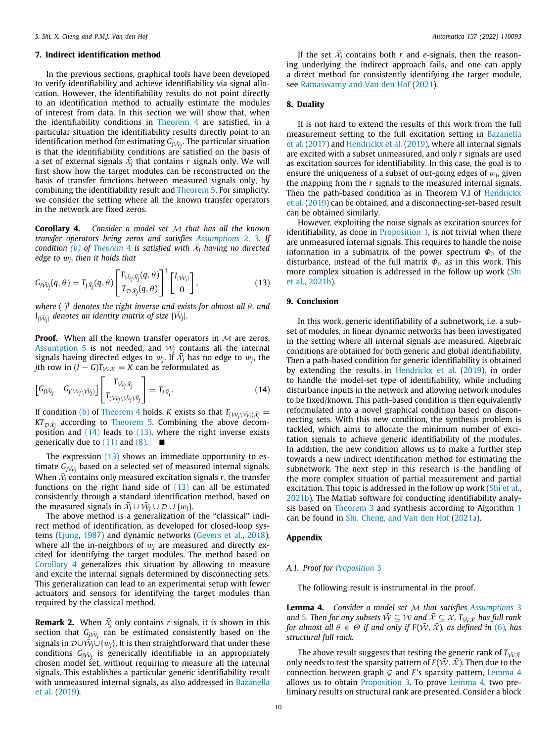## 7. Indirect identification method

In the previous sections, graphical tools have been developed to verify identifiability and achieve identifiability via signal allocation. However, the identifiability results do not point directly to an identification method to actually estimate the modules of interest from data. In this section we will show that, when the identifiability conditions in Theorem 4 are satisfied, in a particular situation the identifiability results directly point to an identification method for estimating $G_{j\bar{\mathcal{W}}_j}$. The particular situation is that the identifiability conditions are satisfied on the basis of a set of external signals $\bar{\mathcal{X}}_j$ that contains $r$ signals only. We will first show how the target modules can be reconstructed on the basis of transfer functions between measured signals only, by combining the identifiability result and Theorem 5. For simplicity, we consider the setting where all the known transfer operators in the network are fixed zeros.

**Corollary 4.** *Consider a model set $\mathcal{M}$ that has all the known transfer operators being zeros and satisfies Assumptions 2, 3. If condition (b) of Theorem 4 is satisfied with $\bar{\mathcal{X}}_j$ having no directed edge to $w_j$, then it holds that*

$$G_{j\bar{\mathcal{W}}_j}(q,\theta) = T_{j\bar{\mathcal{X}}_j}(q,\theta)\begin{bmatrix} T_{\bar{\mathcal{W}}_j\bar{\mathcal{X}}_j}(q,\theta) \\ T_{\mathcal{D}\bar{\mathcal{X}}_j}(q,\theta)\end{bmatrix}^{\dagger}\begin{bmatrix} I_{|\bar{\mathcal{W}}_j|} \\ 0 \end{bmatrix}, \tag{13}$$

*where $(\cdot)^{\dagger}$ denotes the right inverse and exists for almost all $\theta$, and $I_{|\bar{\mathcal{W}}_j|}$ denotes an identity matrix of size $|\bar{\mathcal{W}}_j|$.*

**Proof.** When all the known transfer operators in $\mathcal{M}$ are zeros, Assumption 5 is not needed, and $\mathcal{W}_j$ contains all the internal signals having directed edges to $w_j$. If $\bar{\mathcal{X}}_j$ has no edge to $w_j$, the $j$th row in $(I-G)T_{\mathcal{W}\mathcal{X}} = X$ can be reformulated as

$$\begin{bmatrix} G_{j\bar{\mathcal{W}}_j} & G_{j(\mathcal{W}_j\setminus\bar{\mathcal{W}}_j)} \end{bmatrix}\begin{bmatrix} T_{\bar{\mathcal{W}}_j\bar{\mathcal{X}}_j} \\ T_{(\mathcal{W}_j\setminus\bar{\mathcal{W}}_j)\bar{\mathcal{X}}_j}\end{bmatrix} = T_{j\bar{\mathcal{X}}_j}. \tag{14}$$

If condition (b) of Theorem 4 holds, $K$ exists so that $T_{(\mathcal{W}_j\setminus\bar{\mathcal{W}}_j)\bar{\mathcal{X}}_j} = KT_{\mathcal{D}\bar{\mathcal{X}}_j}$ according to Theorem 5. Combining the above decomposition and (14) leads to (13), where the right inverse exists generically due to (11) and (8). ■

The expression (13) shows an immediate opportunity to estimate $G_{j\bar{\mathcal{W}}_j}$ based on a selected set of measured internal signals. When $\bar{\mathcal{X}}_j$ contains only measured excitation signals $r$, the transfer functions on the right hand side of (13) can all be estimated consistently through a standard identification method, based on the measured signals in $\bar{\mathcal{X}}_j \cup \bar{\mathcal{W}}_j \cup \mathcal{D} \cup \{w_j\}$.

The above method is a generalization of the "classical" indirect method of identification, as developed for closed-loop systems (Ljung, 1987) and dynamic networks (Gevers et al., 2018), where all the in-neighbors of $w_j$ are measured and directly excited for identifying the target modules. The method based on Corollary 4 generalizes this situation by allowing to measure and excite the internal signals determined by disconnecting sets. This generalization can lead to an experimental setup with fewer actuators and sensors for identifying the target modules than required by the classical method.

**Remark 2.** When $\bar{\mathcal{X}}_j$ only contains $r$ signals, it is shown in this section that $G_{j\bar{\mathcal{W}}_j}$ can be estimated consistently based on the signals in $\mathcal{D}\cup\bar{\mathcal{W}}_j\cup\{w_j\}$. It is then straightforward that under these conditions $G_{j\bar{\mathcal{W}}_j}$ is generically identifiable in an appropriately chosen model set, without requiring to measure all the internal signals. This establishes a particular generic identifiability result with unmeasured internal signals, as also addressed in Bazanella et al. (2019).

If the set $\bar{\mathcal{X}}_j$ contains both $r$ and $e$-signals, then the reasoning underlying the indirect approach fails, and one can apply a direct method for consistently identifying the target module, see Ramaswamy and Van den Hof (2021).

## 8. Duality

It is not hard to extend the results of this work from the full measurement setting to the full excitation setting in Bazanella et al. (2017) and Hendrickx et al. (2019), where all internal signals are excited with a subset unmeasured, and only $r$ signals are used as excitation sources for identifiability. In this case, the goal is to ensure the uniqueness of a subset of out-going edges of $w_i$, given the mapping from the $r$ signals to the measured internal signals. Then the path-based condition as in Theorem V.I of Hendrickx et al. (2019) can be obtained, and a disconnecting-set-based result can be obtained similarly.

However, exploiting the noise signals as excitation sources for identifiability, as done in Proposition 1, is not trivial when there are unmeasured internal signals. This requires to handle the noise information in a submatrix of the power spectrum $\Phi_{\bar{v}}$ of the disturbance, instead of the full matrix $\Phi_{\bar{v}}$ as in this work. This more complex situation is addressed in the follow up work (Shi et al., 2021b).

## 9. Conclusion

In this work, generic identifiability of a subnetwork, i.e. a subset of modules, in linear dynamic networks has been investigated in the setting where all internal signals are measured. Algebraic conditions are obtained for both generic and global identifiability. Then a path-based condition for generic identifiability is obtained by extending the results in Hendrickx et al. (2019), in order to handle the model-set type of identifiability, while including disturbance inputs in the network and allowing network modules to be fixed/known. This path-based condition is then equivalently reformulated into a novel graphical condition based on disconnecting sets. With this new condition, the synthesis problem is tackled, which aims to allocate the minimum number of excitation signals to achieve generic identifiability of the modules. In addition, the new condition allows us to make a further step towards a new indirect identification method for estimating the subnetwork. The next step in this research is the handling of the more complex situation of partial measurement and partial excitation. This topic is addressed in the follow up work (Shi et al., 2021b). The Matlab software for conducting identifiability analysis based on Theorem 3 and synthesis according to Algorithm 1 can be found in Shi, Cheng, and Van den Hof (2021a).

## Appendix

### A.1. Proof for Proposition 3

The following result is instrumental in the proof.

**Lemma 4.** *Consider a model set $\mathcal{M}$ that satisfies Assumptions 3 and 5. Then for any subsets $\bar{\mathcal{W}} \subseteq \mathcal{W}$ and $\bar{\mathcal{X}} \subseteq \mathcal{X}$, $T_{\bar{\mathcal{W}}\bar{\mathcal{X}}}$ has full rank for almost all $\theta \in \Theta$ if and only if $F(\bar{\mathcal{W}}, \bar{\mathcal{X}})$, as defined in (6), has structural full rank.*

The above result suggests that testing the generic rank of $T_{\bar{\mathcal{W}}\bar{\mathcal{X}}}$ only needs to test the sparsity pattern of $F(\bar{\mathcal{W}}, \bar{\mathcal{X}})$. Then due to the connection between graph $\mathcal{G}$ and $F$'s sparsity pattern, Lemma 4 allows us to obtain Proposition 3. To prove Lemma 4, two preliminary results on structural rank are presented. Consider a block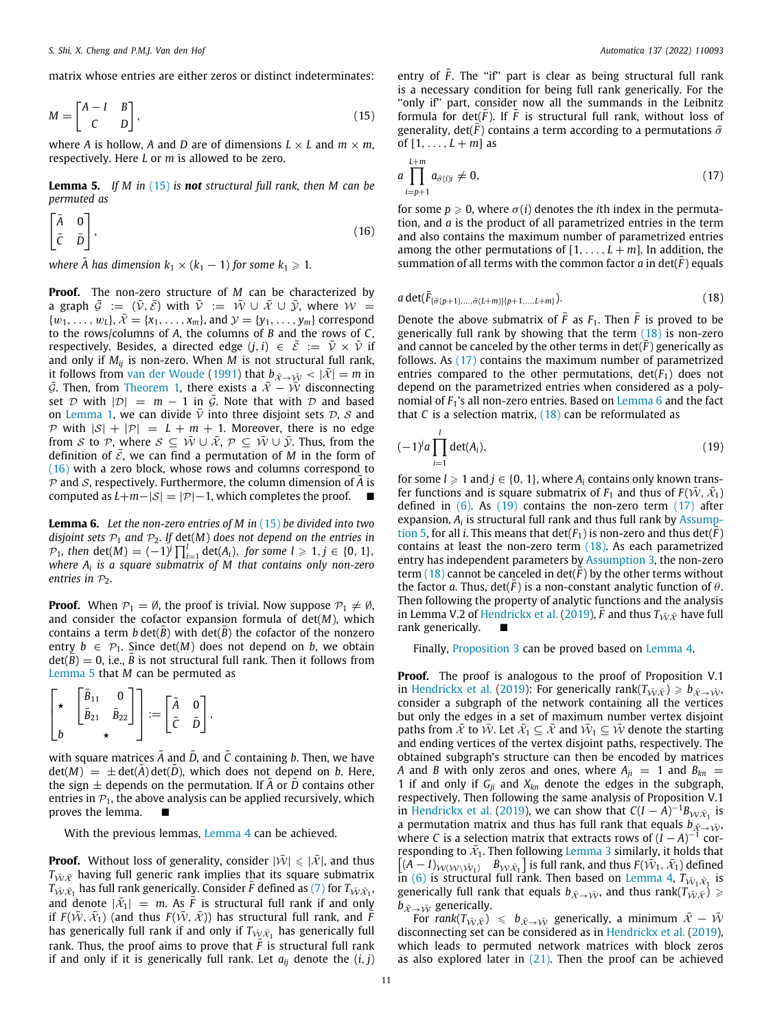matrix whose entries are either zeros or distinct indeterminates:

$$M = \begin{bmatrix} A - I & B \\ C & D \end{bmatrix}, \tag{15}$$

where $A$ is hollow, $A$ and $D$ are of dimensions $L \times L$ and $m \times m$, respectively. Here $L$ or $m$ is allowed to be zero.

**Lemma 5.** *If $M$ in (15) is **not** structural full rank, then $M$ can be permuted as*

$$\begin{bmatrix} \bar{A} & 0 \\ \bar{C} & \bar{D} \end{bmatrix}, \tag{16}$$

*where $\bar{A}$ has dimension $k_1 \times (k_1 - 1)$ for some $k_1 \geqslant 1$.*

**Proof.** The non-zero structure of $M$ can be characterized by a graph $\bar{\mathcal{G}} := (\bar{\mathcal{V}}, \bar{\mathcal{E}})$ with $\bar{\mathcal{V}} := \mathcal{W} \cup \bar{\mathcal{X}} \cup \bar{\mathcal{Y}}$, where $\mathcal{W} = \{w_1, \dots, w_L\}$, $\bar{\mathcal{X}} = \{x_1, \dots, x_m\}$, and $\mathcal{Y} = \{y_1, \dots, y_m\}$ correspond to the rows/columns of $A$, the columns of $B$ and the rows of $C$, respectively. Besides, a directed edge $(j, i) \in \bar{\mathcal{E}} := \bar{\mathcal{V}} \times \bar{\mathcal{V}}$ if and only if $M_{ij}$ is non-zero. When $M$ is not structural full rank, it follows from van der Woude (1991) that $b_{\bar{\mathcal{X}} \to \bar{\mathcal{Y}}} < |\bar{\mathcal{X}}| = m$ in $\bar{\mathcal{G}}$. Then, from Theorem 1, there exists a $\bar{\mathcal{X}} - \bar{\mathcal{W}}$ disconnecting set $\mathcal{D}$ with $|\mathcal{D}| = m - 1$ in $\bar{\mathcal{G}}$. Note that with $\mathcal{D}$ and based on Lemma 1, we can divide $\bar{\mathcal{V}}$ into three disjoint sets $\mathcal{D}$, $\mathcal{S}$ and $\mathcal{P}$ with $|\mathcal{S}| + |\mathcal{P}| = L + m + 1$. Moreover, there is no edge from $\mathcal{S}$ to $\mathcal{P}$, where $\mathcal{S} \subseteq \bar{\mathcal{W}} \cup \bar{\mathcal{X}}$, $\mathcal{P} \subseteq \bar{\mathcal{W}} \cup \bar{\mathcal{Y}}$. Thus, from the definition of $\bar{\mathcal{E}}$, we can find a permutation of $M$ in the form of (16) with a zero block, whose rows and columns correspond to $\mathcal{P}$ and $\mathcal{S}$, respectively. Furthermore, the column dimension of $\bar{A}$ is computed as $L + m - |\mathcal{S}| = |\mathcal{P}| - 1$, which completes the proof. ■

**Lemma 6.** *Let the non-zero entries of $M$ in (15) be divided into two disjoint sets $\mathcal{P}_1$ and $\mathcal{P}_2$. If $\det(M)$ does not depend on the entries in $\mathcal{P}_1$, then $\det(M) = (-1)^j \prod_{i=1}^{l} \det(A_i)$, for some $l \geqslant 1, j \in \{0, 1\}$, where $A_i$ is a square submatrix of $M$ that contains only non-zero entries in $\mathcal{P}_2$.*

**Proof.** When $\mathcal{P}_1 = \emptyset$, the proof is trivial. Now suppose $\mathcal{P}_1 \neq \emptyset$, and consider the cofactor expansion formula of $\det(M)$, which contains a term $b\det(\bar{B})$ with $\det(\bar{B})$ the cofactor of the nonzero entry $b \in \mathcal{P}_1$. Since $\det(M)$ does not depend on $b$, we obtain $\det(\bar{B}) = 0$, i.e., $\bar{B}$ is not structural full rank. Then it follows from Lemma 5 that $M$ can be permuted as

$$\begin{bmatrix} \star & \begin{bmatrix} \bar{B}_{11} & 0 \\ \bar{B}_{21} & \bar{B}_{22} \end{bmatrix} \\ b & \star \end{bmatrix} := \begin{bmatrix} \tilde{A} & 0 \\ \tilde{C} & \tilde{D} \end{bmatrix},$$

with square matrices $\tilde{A}$ and $\tilde{D}$, and $\tilde{C}$ containing $b$. Then, we have $\det(M) = \pm\det(\tilde{A})\det(\tilde{D})$, which does not depend on $b$. Here, the sign $\pm$ depends on the permutation. If $\tilde{A}$ or $\tilde{D}$ contains other entries in $\mathcal{P}_1$, the above analysis can be applied recursively, which proves the lemma. ■

With the previous lemmas, Lemma 4 can be achieved.

**Proof.** Without loss of generality, consider $|\bar{\mathcal{W}}| \leqslant |\bar{\mathcal{X}}|$, and thus $T_{\bar{\mathcal{W}}\bar{\mathcal{X}}}$ having full generic rank implies that its square submatrix $T_{\bar{\mathcal{W}}\bar{\mathcal{X}}_1}$ has full rank generically. Consider $\bar{F}$ defined as (7) for $T_{\bar{\mathcal{W}}\bar{\mathcal{X}}_1}$, and denote $|\bar{\mathcal{X}}_1| = m$. As $\bar{F}$ is structural full rank if and only if $F(\bar{\mathcal{W}}, \bar{\mathcal{X}}_1)$ (and thus $F(\bar{\mathcal{W}}, \bar{\mathcal{X}})$) has structural full rank, and $\bar{F}$ has generically full rank if and only if $T_{\bar{\mathcal{W}}\bar{\mathcal{X}}_1}$ has generically full rank. Thus, the proof aims to prove that $\bar{F}$ is structural full rank if and only if it is generically full rank. Let $a_{ij}$ denote the $(i, j)$ entry of $\bar{F}$. The "if" part is clear as being structural full rank is a necessary condition for being full rank generically. For the "only if" part, consider now all the summands in the Leibnitz formula for $\det(\bar{F})$. If $\bar{F}$ is structural full rank, without loss of generality, $\det(\bar{F})$ contains a term according to a permutations $\bar{\sigma}$ of $[1, \dots, L + m]$ as

$$a \prod_{i=p+1}^{L+m} a_{\bar{\sigma}(i)i} \neq 0, \tag{17}$$

for some $p \geqslant 0$, where $\sigma(i)$ denotes the $i$th index in the permutation, and $a$ is the product of all parametrized entries in the term and also contains the maximum number of parametrized entries among the other permutations of $[1, \dots, L + m]$. In addition, the summation of all terms with the common factor $a$ in $\det(\bar{F})$ equals

$$a \det(\bar{F}_{\{\bar{\sigma}(p+1),\dots,\bar{\sigma}(L+m)\}\{p+1,\dots,L+m\}}). \tag{18}$$

Denote the above submatrix of $\bar{F}$ as $F_1$. Then $\bar{F}$ is proved to be generically full rank by showing that the term (18) is non-zero and cannot be canceled by the other terms in $\det(\bar{F})$ generically as follows. As (17) contains the maximum number of parametrized entries compared to the other permutations, $\det(F_1)$ does not depend on the parametrized entries when considered as a polynomial of $F_1$'s all non-zero entries. Based on Lemma 6 and the fact that $C$ is a selection matrix, (18) can be reformulated as

$$(-1)^j a \prod_{i=1}^{l} \det(A_i), \tag{19}$$

for some $l \geqslant 1$ and $j \in \{0, 1\}$, where $A_i$ contains only known transfer functions and is square submatrix of $F_1$ and thus of $F(\bar{\mathcal{W}}, \bar{\mathcal{X}}_1)$ defined in (6). As (19) contains the non-zero term (17) after expansion, $A_i$ is structural full rank and thus full rank by Assumption 5, for all $i$. This means that $\det(F_1)$ is non-zero and thus $\det(\bar{F})$ contains at least the non-zero term (18). As each parametrized entry has independent parameters by Assumption 3, the non-zero term (18) cannot be canceled in $\det(\bar{F})$ by the other terms without the factor $a$. Thus, $\det(\bar{F})$ is a non-constant analytic function of $\theta$. Then following the property of analytic functions and the analysis in Lemma V.2 of Hendrickx et al. (2019), $\bar{F}$ and thus $T_{\bar{\mathcal{W}}\bar{\mathcal{X}}}$ have full rank generically. ■

Finally, Proposition 3 can be proved based on Lemma 4.

**Proof.** The proof is analogous to the proof of Proposition V.1 in Hendrickx et al. (2019): For generically $\text{rank}(T_{\bar{\mathcal{W}}\bar{\mathcal{X}}}) \geqslant b_{\bar{\mathcal{X}} \to \bar{\mathcal{W}}}$, consider a subgraph of the network containing all the vertices but only the edges in a set of maximum number vertex disjoint paths from $\bar{\mathcal{X}}$ to $\bar{\mathcal{W}}$. Let $\bar{\mathcal{X}}_1 \subseteq \bar{\mathcal{X}}$ and $\bar{\mathcal{W}}_1 \subseteq \bar{\mathcal{W}}$ denote the starting and ending vertices of the vertex disjoint paths, respectively. The obtained subgraph's structure can then be encoded by matrices $A$ and $B$ with only zeros and ones, where $A_{ji} = 1$ and $B_{kn} = 1$ if and only if $G_{ji}$ and $X_{kn}$ denote the edges in the subgraph, respectively. Then following the same analysis of Proposition V.1 in Hendrickx et al. (2019), we can show that $C(I - A)^{-1}B_{\mathcal{W}\bar{\mathcal{X}}_1}$ is a permutation matrix and thus has full rank that equals $b_{\bar{\mathcal{X}} \to \bar{\mathcal{W}}}$, where $C$ is a selection matrix that extracts rows of $(I - A)^{-1}$ corresponding to $\bar{\mathcal{X}}_1$. Then following Lemma 3 similarly, it holds that $\begin{bmatrix} (A - I)_{\mathcal{W}(\mathcal{W} \setminus \bar{\mathcal{W}}_1)} & B_{\mathcal{W}\bar{\mathcal{X}}_1} \end{bmatrix}$ is full rank, and thus $F(\bar{\mathcal{W}}_1, \bar{\mathcal{X}}_1)$ defined in (6) is structural full rank. Then based on Lemma 4, $T_{\bar{\mathcal{W}}_1\bar{\mathcal{X}}_1}$ is generically full rank that equals $b_{\bar{\mathcal{X}} \to \bar{\mathcal{W}}}$, and thus $\text{rank}(T_{\bar{\mathcal{W}}\bar{\mathcal{X}}}) \geqslant b_{\bar{\mathcal{X}} \to \bar{\mathcal{W}}}$ generically.

For $\text{rank}(T_{\bar{\mathcal{W}}\bar{\mathcal{X}}}) \leqslant b_{\bar{\mathcal{X}} \to \bar{\mathcal{W}}}$ generically, a minimum $\bar{\mathcal{X}} - \bar{\mathcal{W}}$ disconnecting set can be considered as in Hendrickx et al. (2019), which leads to permuted network matrices with block zeros as also explored later in (21). Then the proof can be achieved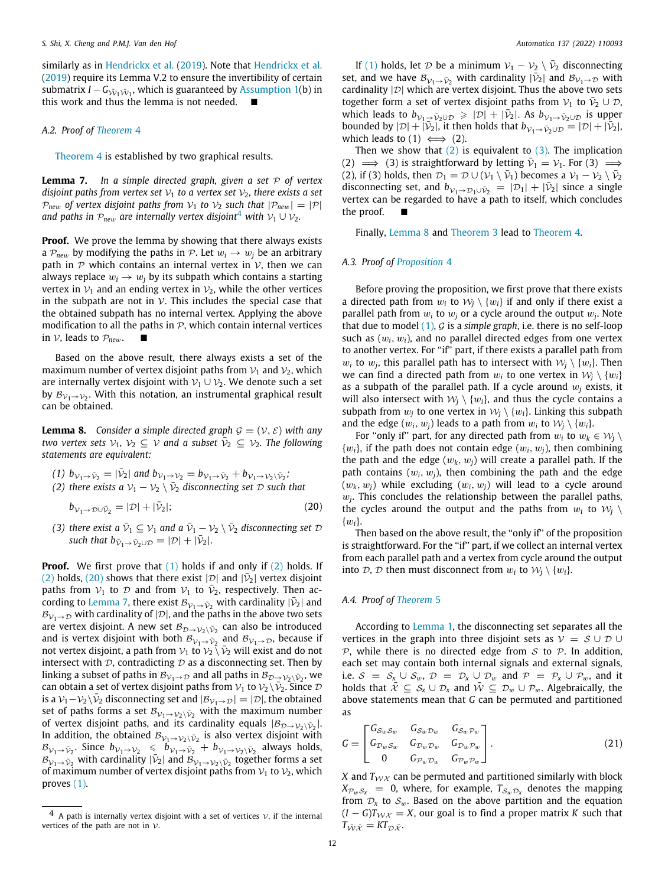similarly as in Hendrickx et al. (2019). Note that Hendrickx et al. (2019) require its Lemma V.2 to ensure the invertibility of certain submatrix $I - G_{\bar{\mathcal{V}}_1 \bar{\mathcal{V}}_1}$, which is guaranteed by Assumption 1(b) in this work and thus the lemma is not needed. ■

### A.2. Proof of Theorem 4

Theorem 4 is established by two graphical results.

**Lemma 7.** *In a simple directed graph, given a set $\mathcal{P}$ of vertex disjoint paths from vertex set $\mathcal{V}_1$ to a vertex set $\mathcal{V}_2$, there exists a set $\mathcal{P}_{new}$ of vertex disjoint paths from $\mathcal{V}_1$ to $\mathcal{V}_2$ such that $|\mathcal{P}_{new}| = |\mathcal{P}|$ and paths in $\mathcal{P}_{new}$ are internally vertex disjoint[4] with $\mathcal{V}_1 \cup \mathcal{V}_2$.*

**Proof.** We prove the lemma by showing that there always exists a $\mathcal{P}_{new}$ by modifying the paths in $\mathcal{P}$. Let $w_i \to w_j$ be an arbitrary path in $\mathcal{P}$ which contains an internal vertex in $\mathcal{V}$, then we can always replace $w_i \to w_j$ by its subpath which contains a starting vertex in $\mathcal{V}_1$ and an ending vertex in $\mathcal{V}_2$, while the other vertices in the subpath are not in $\mathcal{V}$. This includes the special case that the obtained subpath has no internal vertex. Applying the above modification to all the paths in $\mathcal{P}$, which contain internal vertices in $\mathcal{V}$, leads to $\mathcal{P}_{new}$. ■

Based on the above result, there always exists a set of the maximum number of vertex disjoint paths from $\mathcal{V}_1$ and $\mathcal{V}_2$, which are internally vertex disjoint with $\mathcal{V}_1 \cup \mathcal{V}_2$. We denote such a set by $\mathcal{B}_{\mathcal{V}_1 \to \mathcal{V}_2}$. With this notation, an instrumental graphical result can be obtained.

**Lemma 8.** *Consider a simple directed graph $\mathcal{G} = (\mathcal{V}, \mathcal{E})$ with any two vertex sets $\mathcal{V}_1$, $\mathcal{V}_2 \subseteq \mathcal{V}$ and a subset $\bar{\mathcal{V}}_2 \subseteq \mathcal{V}_2$. The following statements are equivalent:*

*(1) $b_{\mathcal{V}_1 \to \bar{\mathcal{V}}_2} = |\bar{\mathcal{V}}_2|$ and $b_{\mathcal{V}_1 \to \mathcal{V}_2} = b_{\mathcal{V}_1 \to \bar{\mathcal{V}}_2} + b_{\mathcal{V}_1 \to \mathcal{V}_2 \setminus \bar{\mathcal{V}}_2}$;*

*(2) there exists a $\mathcal{V}_1 - \mathcal{V}_2 \setminus \bar{\mathcal{V}}_2$ disconnecting set $\mathcal{D}$ such that*

$$b_{\mathcal{V}_1 \to \mathcal{D} \cup \bar{\mathcal{V}}_2} = |\mathcal{D}| + |\bar{\mathcal{V}}_2|; \tag{20}$$

*(3) there exist a $\bar{\mathcal{V}}_1 \subseteq \mathcal{V}_1$ and a $\bar{\mathcal{V}}_1 - \mathcal{V}_2 \setminus \bar{\mathcal{V}}_2$ disconnecting set $\mathcal{D}$ such that $b_{\bar{\mathcal{V}}_1 \to \bar{\mathcal{V}}_2 \cup \mathcal{D}} = |\mathcal{D}| + |\bar{\mathcal{V}}_2|$.*

**Proof.** We first prove that (1) holds if and only if (2) holds. If (2) holds, (20) shows that there exist $|\mathcal{D}|$ and $|\bar{\mathcal{V}}_2|$ vertex disjoint paths from $\mathcal{V}_1$ to $\mathcal{D}$ and from $\mathcal{V}_1$ to $\bar{\mathcal{V}}_2$, respectively. Then according to Lemma 7, there exist $\mathcal{B}_{\mathcal{V}_1 \to \bar{\mathcal{V}}_2}$ with cardinality $|\bar{\mathcal{V}}_2|$ and $\mathcal{B}_{\mathcal{V}_1 \to \mathcal{D}}$ with cardinality of $|\mathcal{D}|$, and the paths in the above two sets are vertex disjoint. A new set $\mathcal{B}_{\mathcal{D} \to \mathcal{V}_2 \setminus \bar{\mathcal{V}}_2}$ can also be introduced and is vertex disjoint with both $\mathcal{B}_{\mathcal{V}_1 \to \bar{\mathcal{V}}_2}$ and $\mathcal{B}_{\mathcal{V}_1 \to \mathcal{D}}$, because if not vertex disjoint, a path from $\mathcal{V}_1$ to $\mathcal{V}_2 \setminus \bar{\mathcal{V}}_2$ will exist and do not intersect with $\mathcal{D}$, contradicting $\mathcal{D}$ as a disconnecting set. Then by linking a subset of paths in $\mathcal{B}_{\mathcal{V}_1 \to \mathcal{D}}$ and all paths in $\mathcal{B}_{\mathcal{D} \to \mathcal{V}_2 \setminus \bar{\mathcal{V}}_2}$, we can obtain a set of vertex disjoint paths from $\mathcal{V}_1$ to $\mathcal{V}_2 \setminus \bar{\mathcal{V}}_2$. Since $\mathcal{D}$ is a $\mathcal{V}_1 - \mathcal{V}_2 \setminus \bar{\mathcal{V}}_2$ disconnecting set and $|\mathcal{B}_{\mathcal{V}_1 \to \mathcal{D}}| = |\mathcal{D}|$, the obtained set of paths forms a set $\mathcal{B}_{\mathcal{V}_1 \to \mathcal{V}_2 \setminus \bar{\mathcal{V}}_2}$ with the maximum number of vertex disjoint paths, and its cardinality equals $|\mathcal{B}_{\mathcal{D} \to \mathcal{V}_2 \setminus \bar{\mathcal{V}}_2}|$. In addition, the obtained $\mathcal{B}_{\mathcal{V}_1 \to \mathcal{V}_2 \setminus \bar{\mathcal{V}}_2}$ is also vertex disjoint with $\mathcal{B}_{\mathcal{V}_1 \to \bar{\mathcal{V}}_2}$. Since $b_{\mathcal{V}_1 \to \mathcal{V}_2} \leqslant b_{\mathcal{V}_1 \to \bar{\mathcal{V}}_2} + b_{\mathcal{V}_1 \to \mathcal{V}_2 \setminus \bar{\mathcal{V}}_2}$ always holds, $\mathcal{B}_{\mathcal{V}_1 \to \bar{\mathcal{V}}_2}$ with cardinality $|\bar{\mathcal{V}}_2|$ and $\mathcal{B}_{\mathcal{V}_1 \to \mathcal{V}_2 \setminus \bar{\mathcal{V}}_2}$ together forms a set of maximum number of vertex disjoint paths from $\mathcal{V}_1$ to $\mathcal{V}_2$, which proves (1).

If (1) holds, let $\mathcal{D}$ be a minimum $\mathcal{V}_1 - \mathcal{V}_2 \setminus \bar{\mathcal{V}}_2$ disconnecting set, and we have $\mathcal{B}_{\mathcal{V}_1 \to \bar{\mathcal{V}}_2}$ with cardinality $|\bar{\mathcal{V}}_2|$ and $\mathcal{B}_{\mathcal{V}_1 \to \mathcal{D}}$ with cardinality $|\mathcal{D}|$ which are vertex disjoint. Thus the above two sets together form a set of vertex disjoint paths from $\mathcal{V}_1$ to $\bar{\mathcal{V}}_2 \cup \mathcal{D}$, which leads to $b_{\mathcal{V}_1 \to \bar{\mathcal{V}}_2 \cup \mathcal{D}} \geqslant |\mathcal{D}| + |\bar{\mathcal{V}}_2|$. As $b_{\mathcal{V}_1 \to \bar{\mathcal{V}}_2 \cup \mathcal{D}}$ is upper bounded by $|\mathcal{D}| + |\bar{\mathcal{V}}_2|$, it then holds that $b_{\mathcal{V}_1 \to \bar{\mathcal{V}}_2 \cup \mathcal{D}} = |\mathcal{D}| + |\bar{\mathcal{V}}_2|$, which leads to (1) $\iff$ (2).

Then we show that (2) is equivalent to (3). The implication (2) $\implies$ (3) is straightforward by letting $\bar{\mathcal{V}}_1 = \mathcal{V}_1$. For (3) $\implies$ (2), if (3) holds, then $\mathcal{D}_1 = \mathcal{D} \cup (\mathcal{V}_1 \setminus \bar{\mathcal{V}}_1)$ becomes a $\mathcal{V}_1 - \mathcal{V}_2 \setminus \bar{\mathcal{V}}_2$ disconnecting set, and $b_{\mathcal{V}_1 \to \mathcal{D}_1 \cup \bar{\mathcal{V}}_2} = |\mathcal{D}_1| + |\bar{\mathcal{V}}_2|$ since a single vertex can be regarded to have a path to itself, which concludes the proof. ■

Finally, Lemma 8 and Theorem 3 lead to Theorem 4.

### A.3. Proof of Proposition 4

Before proving the proposition, we first prove that there exists a directed path from $w_i$ to $\mathcal{W}_j \setminus \{w_i\}$ if and only if there exist a parallel path from $w_i$ to $w_j$ or a cycle around the output $w_j$. Note that due to model (1), $\mathcal{G}$ is a *simple graph*, i.e. there is no self-loop such as $(w_i, w_i)$, and no parallel directed edges from one vertex to another vertex. For "if" part, if there exists a parallel path from $w_i$ to $w_j$, this parallel path has to intersect with $\mathcal{W}_j \setminus \{w_i\}$. Then we can find a directed path from $w_i$ to one vertex in $\mathcal{W}_j \setminus \{w_i\}$ as a subpath of the parallel path. If a cycle around $w_j$ exists, it will also intersect with $\mathcal{W}_j \setminus \{w_i\}$, and thus the cycle contains a subpath from $w_j$ to one vertex in $\mathcal{W}_j \setminus \{w_i\}$. Linking this subpath and the edge $(w_i, w_j)$ leads to a path from $w_i$ to $\mathcal{W}_j \setminus \{w_i\}$.

For "only if" part, for any directed path from $w_i$ to $w_k \in \mathcal{W}_j \setminus \{w_i\}$, if the path does not contain edge $(w_i, w_j)$, then combining the path and the edge $(w_k, w_j)$ will create a parallel path. If the path contains $(w_i, w_j)$, then combining the path and the edge $(w_k, w_j)$ while excluding $(w_i, w_j)$ will lead to a cycle around $w_j$. This concludes the relationship between the parallel paths, the cycles around the output and the paths from $w_i$ to $\mathcal{W}_j \setminus \{w_i\}$.

Then based on the above result, the "only if" of the proposition is straightforward. For the "if" part, if we collect an internal vertex from each parallel path and a vertex from cycle around the output into $\mathcal{D}$, $\mathcal{D}$ then must disconnect from $w_i$ to $\mathcal{W}_j \setminus \{w_i\}$.

### A.4. Proof of Theorem 5

According to Lemma 1, the disconnecting set separates all the vertices in the graph into three disjoint sets as $\mathcal{V} = \mathcal{S} \cup \mathcal{D} \cup \mathcal{P}$, while there is no directed edge from $\mathcal{S}$ to $\mathcal{P}$. In addition, each set may contain both internal signals and external signals, i.e. $\mathcal{S} = \mathcal{S}_x \cup \mathcal{S}_w$, $\mathcal{D} = \mathcal{D}_x \cup \mathcal{D}_w$ and $\mathcal{P} = \mathcal{P}_x \cup \mathcal{P}_w$, and it holds that $\bar{\mathcal{X}} \subseteq \mathcal{S}_x \cup \mathcal{D}_x$ and $\bar{\mathcal{W}} \subseteq \mathcal{D}_w \cup \mathcal{P}_w$. Algebraically, the above statements mean that $G$ can be permuted and partitioned as

$$G = \begin{bmatrix} G_{\mathcal{S}_w \mathcal{S}_w} & G_{\mathcal{S}_w \mathcal{D}_w} & G_{\mathcal{S}_w \mathcal{P}_w} \\ G_{\mathcal{D}_w \mathcal{S}_w} & G_{\mathcal{D}_w \mathcal{D}_w} & G_{\mathcal{D}_w \mathcal{P}_w} \\ 0 & G_{\mathcal{P}_w \mathcal{D}_w} & G_{\mathcal{P}_w \mathcal{P}_w} \end{bmatrix}. \tag{21}$$

$X$ and $T_{\mathcal{W}\mathcal{X}}$ can be permuted and partitioned similarly with block $X_{\mathcal{P}_w \mathcal{S}_x} = 0$, where, for example, $T_{\mathcal{S}_w \mathcal{D}_x}$ denotes the mapping from $\mathcal{D}_x$ to $\mathcal{S}_w$. Based on the above partition and the equation $(I - G)T_{\mathcal{W}\mathcal{X}} = X$, our goal is to find a proper matrix $K$ such that $T_{\bar{\mathcal{W}}\bar{\mathcal{X}}} = K T_{\mathcal{D}\bar{\mathcal{X}}}$.

[4] A path is internally vertex disjoint with a set of vertices $\mathcal{V}$, if the internal vertices of the path are not in $\mathcal{V}$.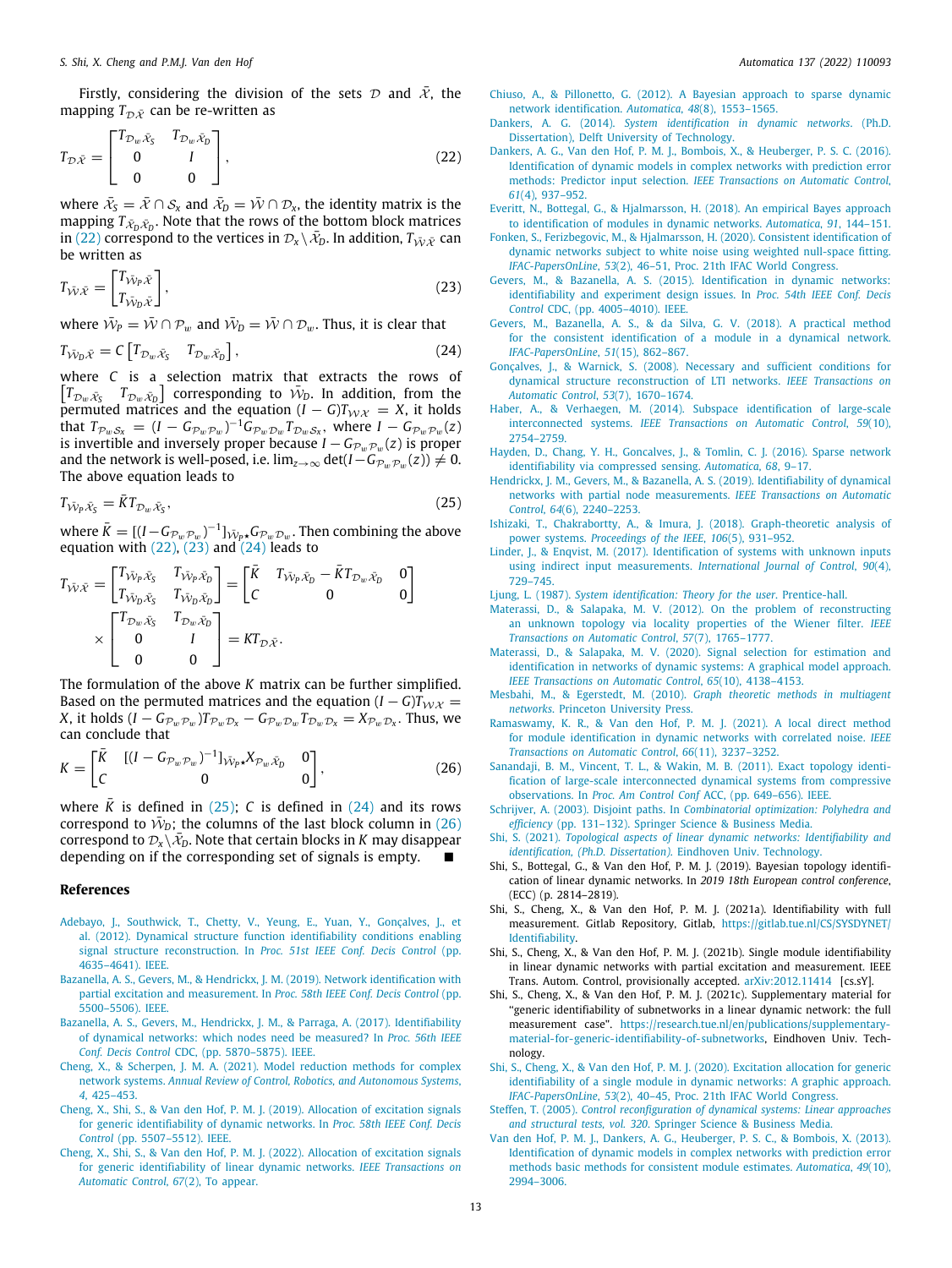Firstly, considering the division of the sets $\mathcal{D}$ and $\bar{\mathcal{X}}$, the mapping $T_{\mathcal{D}\bar{\mathcal{X}}}$ can be re-written as

$$T_{\mathcal{D}\bar{\mathcal{X}}} = \begin{bmatrix} T_{\mathcal{D}_w\bar{\mathcal{X}}_S} & T_{\mathcal{D}_w\bar{\mathcal{X}}_D} \\ 0 & I \\ 0 & 0 \end{bmatrix}, \tag{22}$$

where $\bar{\mathcal{X}}_S = \bar{\mathcal{X}} \cap \mathcal{S}_x$ and $\bar{\mathcal{X}}_D = \bar{\mathcal{W}} \cap \mathcal{D}_x$, the identity matrix is the mapping $T_{\bar{\mathcal{X}}_D\bar{\mathcal{X}}_D}$. Note that the rows of the bottom block matrices in (22) correspond to the vertices in $\mathcal{D}_x \backslash \bar{\mathcal{X}}_D$. In addition, $T_{\bar{\mathcal{W}}\bar{\mathcal{X}}}$ can be written as

$$T_{\bar{\mathcal{W}}\bar{\mathcal{X}}} = \begin{bmatrix} T_{\bar{\mathcal{W}}_P\bar{\mathcal{X}}} \\ T_{\bar{\mathcal{W}}_D\bar{\mathcal{X}}} \end{bmatrix}, \tag{23}$$

where $\bar{\mathcal{W}}_P = \bar{\mathcal{W}} \cap \mathcal{P}_w$ and $\bar{\mathcal{W}}_D = \bar{\mathcal{W}} \cap \mathcal{D}_w$. Thus, it is clear that

$$T_{\bar{\mathcal{W}}_D\bar{\mathcal{X}}} = C \begin{bmatrix} T_{\mathcal{D}_w\bar{\mathcal{X}}_S} & T_{\mathcal{D}_w\bar{\mathcal{X}}_D} \end{bmatrix}, \tag{24}$$

where $C$ is a selection matrix that extracts the rows of $\begin{bmatrix} T_{\mathcal{D}_w\bar{\mathcal{X}}_S} & T_{\mathcal{D}_w\bar{\mathcal{X}}_D} \end{bmatrix}$ corresponding to $\bar{\mathcal{W}}_D$. In addition, from the permuted matrices and the equation $(I-G)T_{\mathcal{W}\mathcal{X}} = X$, it holds that $T_{\mathcal{P}_w\mathcal{S}_x} = (I - G_{\mathcal{P}_w\mathcal{P}_w})^{-1}G_{\mathcal{P}_w\mathcal{D}_w}T_{\mathcal{D}_w\mathcal{S}_x}$, where $I - G_{\mathcal{P}_w\mathcal{P}_w}(z)$ is invertible and inversely proper because $I - G_{\mathcal{P}_w\mathcal{P}_w}(z)$ is proper and the network is well-posed, i.e. $\lim_{z\to\infty} \det(I - G_{\mathcal{P}_w\mathcal{P}_w}(z)) \neq 0$. The above equation leads to

$$T_{\bar{\mathcal{W}}_P\bar{\mathcal{X}}_S} = \bar{K} T_{\mathcal{D}_w\bar{\mathcal{X}}_S}, \tag{25}$$

where $\bar{K} = [(I - G_{\mathcal{P}_w\mathcal{P}_w})^{-1}]_{\bar{\mathcal{W}}_P\star}G_{\mathcal{P}_w\mathcal{D}_w}$. Then combining the above equation with (22), (23) and (24) leads to

$$T_{\bar{\mathcal{W}}\bar{\mathcal{X}}} = \begin{bmatrix} T_{\bar{\mathcal{W}}_P\bar{\mathcal{X}}_S} & T_{\bar{\mathcal{W}}_P\bar{\mathcal{X}}_D} \\ T_{\bar{\mathcal{W}}_D\bar{\mathcal{X}}_S} & T_{\bar{\mathcal{W}}_D\bar{\mathcal{X}}_D} \end{bmatrix} = \begin{bmatrix} \bar{K} & T_{\bar{\mathcal{W}}_P\bar{\mathcal{X}}_D} - \bar{K}T_{\mathcal{D}_w\bar{\mathcal{X}}_D} & 0 \\ C & 0 & 0 \end{bmatrix} \times \begin{bmatrix} T_{\mathcal{D}_w\bar{\mathcal{X}}_S} & T_{\mathcal{D}_w\bar{\mathcal{X}}_D} \\ 0 & I \\ 0 & 0 \end{bmatrix} = K T_{\mathcal{D}\bar{\mathcal{X}}}.$$

The formulation of the above $K$ matrix can be further simplified. Based on the permuted matrices and the equation $(I-G)T_{\mathcal{W}\mathcal{X}} = X$, it holds $(I - G_{\mathcal{P}_w\mathcal{P}_w})T_{\mathcal{P}_w\mathcal{D}_x} - G_{\mathcal{P}_w\mathcal{D}_w}T_{\mathcal{D}_w\mathcal{D}_x} = X_{\mathcal{P}_w\mathcal{D}_x}$. Thus, we can conclude that

$$K = \begin{bmatrix} \bar{K} & [(I - G_{\mathcal{P}_w\mathcal{P}_w})^{-1}]_{\bar{\mathcal{W}}_P\star}X_{\mathcal{P}_w\bar{\mathcal{X}}_D} & 0 \\ C & 0 & 0 \end{bmatrix}, \tag{26}$$

where $\bar{K}$ is defined in (25); $C$ is defined in (24) and its rows correspond to $\bar{\mathcal{W}}_D$; the columns of the last block column in (26) correspond to $\mathcal{D}_x \backslash \bar{\mathcal{X}}_D$. Note that certain blocks in $K$ may disappear depending on if the corresponding set of signals is empty. ∎

## References

Adebayo, J., Southwick, T., Chetty, V., Yeung, E., Yuan, Y., Gonçalves, J., et al. (2012). Dynamical structure function identifiability conditions enabling signal structure reconstruction. In *Proc. 51st IEEE Conf. Decis Control* (pp. 4635–4641). IEEE.

Bazanella, A. S., Gevers, M., & Hendrickx, J. M. (2019). Network identification with partial excitation and measurement. In *Proc. 58th IEEE Conf. Decis Control* (pp. 5500–5506). IEEE.

Bazanella, A. S., Gevers, M., Hendrickx, J. M., & Parraga, A. (2017). Identifiability of dynamical networks: which nodes need be measured? In *Proc. 56th IEEE Conf. Decis Control* CDC, (pp. 5870–5875). IEEE.

Cheng, X., & Scherpen, J. M. A. (2021). Model reduction methods for complex network systems. *Annual Review of Control, Robotics, and Autonomous Systems*, *4*, 425–453.

Cheng, X., Shi, S., & Van den Hof, P. M. J. (2019). Allocation of excitation signals for generic identifiability of dynamic networks. In *Proc. 58th IEEE Conf. Decis Control* (pp. 5507–5512). IEEE.

Cheng, X., Shi, S., & Van den Hof, P. M. J. (2022). Allocation of excitation signals for generic identifiability of linear dynamic networks. *IEEE Transactions on Automatic Control*, *67*(2), To appear.

Chiuso, A., & Pillonetto, G. (2012). A Bayesian approach to sparse dynamic network identification. *Automatica*, *48*(8), 1553–1565.

Dankers, A. G. (2014). *System identification in dynamic networks*. (Ph.D. Dissertation), Delft University of Technology.

Dankers, A. G., Van den Hof, P. M. J., Bombois, X., & Heuberger, P. S. C. (2016). Identification of dynamic models in complex networks with prediction error methods: Predictor input selection. *IEEE Transactions on Automatic Control*, *61*(4), 937–952.

Everitt, N., Bottegal, G., & Hjalmarsson, H. (2018). An empirical Bayes approach to identification of modules in dynamic networks. *Automatica*, *91*, 144–151.

Fonken, S., Ferizbegovic, M., & Hjalmarsson, H. (2020). Consistent identification of dynamic networks subject to white noise using weighted null-space fitting. *IFAC-PapersOnLine*, *53*(2), 46–51, Proc. 21th IFAC World Congress.

Gevers, M., & Bazanella, A. S. (2015). Identification in dynamic networks: identifiability and experiment design issues. In *Proc. 54th IEEE Conf. Decis Control* CDC, (pp. 4005–4010). IEEE.

Gevers, M., Bazanella, A. S., & da Silva, G. V. (2018). A practical method for the consistent identification of a module in a dynamical network. *IFAC-PapersOnLine*, *51*(15), 862–867.

Gonçalves, J., & Warnick, S. (2008). Necessary and sufficient conditions for dynamical structure reconstruction of LTI networks. *IEEE Transactions on Automatic Control*, *53*(7), 1670–1674.

Haber, A., & Verhaegen, M. (2014). Subspace identification of large-scale interconnected systems. *IEEE Transactions on Automatic Control*, *59*(10), 2754–2759.

Hayden, D., Chang, Y. H., Goncalves, J., & Tomlin, C. J. (2016). Sparse network identifiability via compressed sensing. *Automatica*, *68*, 9–17.

Hendrickx, J. M., Gevers, M., & Bazanella, A. S. (2019). Identifiability of dynamical networks with partial node measurements. *IEEE Transactions on Automatic Control*, *64*(6), 2240–2253.

Ishizaki, T., Chakrabortty, A., & Imura, J. (2018). Graph-theoretic analysis of power systems. *Proceedings of the IEEE*, *106*(5), 931–952.

Linder, J., & Enqvist, M. (2017). Identification of systems with unknown inputs using indirect input measurements. *International Journal of Control*, *90*(4), 729–745.

Ljung, L. (1987). *System identification: Theory for the user*. Prentice-hall.

Materassi, D., & Salapaka, M. V. (2012). On the problem of reconstructing an unknown topology via locality properties of the Wiener filter. *IEEE Transactions on Automatic Control*, *57*(7), 1765–1777.

Materassi, D., & Salapaka, M. V. (2020). Signal selection for estimation and identification in networks of dynamic systems: A graphical model approach. *IEEE Transactions on Automatic Control*, *65*(10), 4138–4153.

Mesbahi, M., & Egerstedt, M. (2010). *Graph theoretic methods in multiagent networks*. Princeton University Press.

Ramaswamy, K. R., & Van den Hof, P. M. J. (2021). A local direct method for module identification in dynamic networks with correlated noise. *IEEE Transactions on Automatic Control*, *66*(11), 3237–3252.

Sanandaji, B. M., Vincent, T. L., & Wakin, M. B. (2011). Exact topology identification of large-scale interconnected dynamical systems from compressive observations. In *Proc. Am Control Conf* ACC, (pp. 649–656). IEEE.

Schrijver, A. (2003). Disjoint paths. In *Combinatorial optimization: Polyhedra and efficiency* (pp. 131–132). Springer Science & Business Media.

Shi, S. (2021). *Topological aspects of linear dynamic networks: Identifiability and identification, (Ph.D. Dissertation)*. Eindhoven Univ. Technology.

Shi, S., Bottegal, G., & Van den Hof, P. M. J. (2019). Bayesian topology identification of linear dynamic networks. In *2019 18th European control conference*, (ECC) (p. 2814–2819).

Shi, S., Cheng, X., & Van den Hof, P. M. J. (2021a). Identifiability with full measurement. Gitlab Repository, Gitlab, https://gitlab.tue.nl/CS/SYSDYNET/Identifiability.

Shi, S., Cheng, X., & Van den Hof, P. M. J. (2021b). Single module identifiability in linear dynamic networks with partial excitation and measurement. IEEE Trans. Autom. Control, provisionally accepted. arXiv:2012.11414 [cs.sY].

Shi, S., Cheng, X., & Van den Hof, P. M. J. (2021c). Supplementary material for "generic identifiability of subnetworks in a linear dynamic network: the full measurement case". https://research.tue.nl/en/publications/supplementary-material-for-generic-identifiability-of-subnetworks, Eindhoven Univ. Technology.

Shi, S., Cheng, X., & Van den Hof, P. M. J. (2020). Excitation allocation for generic identifiability of a single module in dynamic networks: A graphic approach. *IFAC-PapersOnLine*, *53*(2), 40–45, Proc. 21th IFAC World Congress.

Steffen, T. (2005). *Control reconfiguration of dynamical systems: Linear approaches and structural tests, vol. 320*. Springer Science & Business Media.

Van den Hof, P. M. J., Dankers, A. G., Heuberger, P. S. C., & Bombois, X. (2013). Identification of dynamic models in complex networks with prediction error methods basic methods for consistent module estimates. *Automatica*, *49*(10), 2994–3006.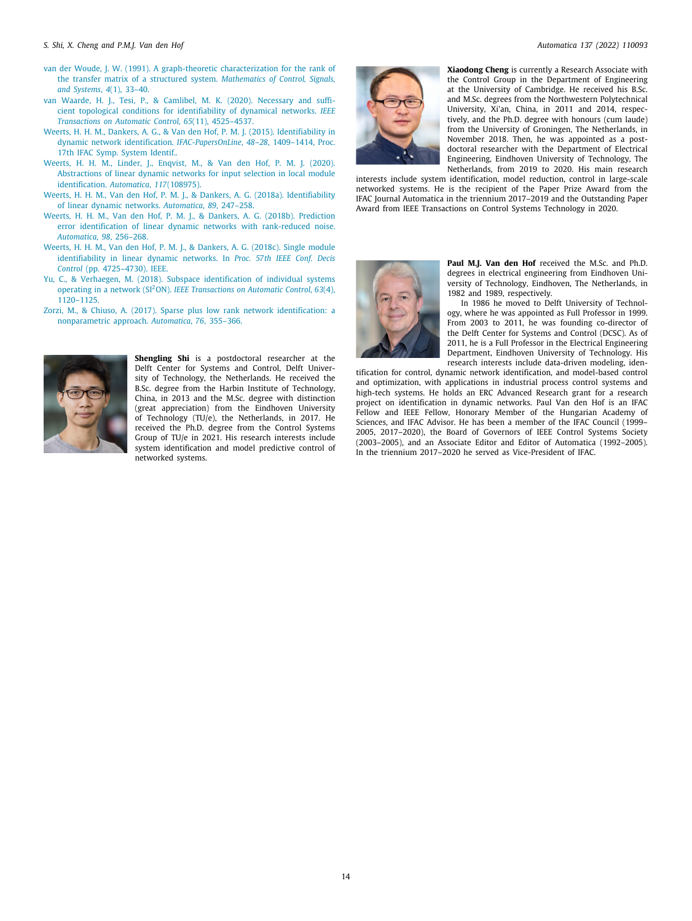van der Woude, J. W. (1991). A graph-theoretic characterization for the rank of the transfer matrix of a structured system. *Mathematics of Control, Signals, and Systems*, *4*(1), 33–40.

van Waarde, H. J., Tesi, P., & Camlibel, M. K. (2020). Necessary and sufficient topological conditions for identifiability of dynamical networks. *IEEE Transactions on Automatic Control*, *65*(11), 4525–4537.

Weerts, H. H. M., Dankers, A. G., & Van den Hof, P. M. J. (2015). Identifiability in dynamic network identification. *IFAC-PapersOnLine*, *48–28*, 1409–1414, Proc. 17th IFAC Symp. System Identif..

Weerts, H. H. M., Linder, J., Enqvist, M., & Van den Hof, P. M. J. (2020). Abstractions of linear dynamic networks for input selection in local module identification. *Automatica*, *117*(108975).

Weerts, H. H. M., Van den Hof, P. M. J., & Dankers, A. G. (2018a). Identifiability of linear dynamic networks. *Automatica*, *89*, 247–258.

Weerts, H. H. M., Van den Hof, P. M. J., & Dankers, A. G. (2018b). Prediction error identification of linear dynamic networks with rank-reduced noise. *Automatica*, *98*, 256–268.

Weerts, H. H. M., Van den Hof, P. M. J., & Dankers, A. G. (2018c). Single module identifiability in linear dynamic networks. In *Proc. 57th IEEE Conf. Decis Control* (pp. 4725–4730). IEEE.

Yu, C., & Verhaegen, M. (2018). Subspace identification of individual systems operating in a network (SI$^2$ON). *IEEE Transactions on Automatic Control*, *63*(4), 1120–1125.

Zorzi, M., & Chiuso, A. (2017). Sparse plus low rank network identification: a nonparametric approach. *Automatica*, *76*, 355–366.

**Shengling Shi** is a postdoctoral researcher at the Delft Center for Systems and Control, Delft University of Technology, the Netherlands. He received the B.Sc. degree from the Harbin Institute of Technology, China, in 2013 and the M.Sc. degree with distinction (great appreciation) from the Eindhoven University of Technology (TU/e), the Netherlands, in 2017. He received the Ph.D. degree from the Control Systems Group of TU/e in 2021. His research interests include system identification and model predictive control of networked systems.

**Xiaodong Cheng** is currently a Research Associate with the Control Group in the Department of Engineering at the University of Cambridge. He received his B.Sc. and M.Sc. degrees from the Northwestern Polytechnical University, Xi'an, China, in 2011 and 2014, respectively, and the Ph.D. degree with honours (cum laude) from the University of Groningen, The Netherlands, in November 2018. Then, he was appointed as a postdoctoral researcher with the Department of Electrical Engineering, Eindhoven University of Technology, The Netherlands, from 2019 to 2020. His main research interests include system identification, model reduction, control in large-scale networked systems. He is the recipient of the Paper Prize Award from the IFAC Journal Automatica in the triennium 2017–2019 and the Outstanding Paper Award from IEEE Transactions on Control Systems Technology in 2020.

**Paul M.J. Van den Hof** received the M.Sc. and Ph.D. degrees in electrical engineering from Eindhoven University of Technology, Eindhoven, The Netherlands, in 1982 and 1989, respectively.

In 1986 he moved to Delft University of Technology, where he was appointed as Full Professor in 1999. From 2003 to 2011, he was founding co-director of the Delft Center for Systems and Control (DCSC). As of 2011, he is a Full Professor in the Electrical Engineering Department, Eindhoven University of Technology. His research interests include data-driven modeling, identification for control, dynamic network identification, and model-based control and optimization, with applications in industrial process control systems and high-tech systems. He holds an ERC Advanced Research grant for a research project on identification in dynamic networks. Paul Van den Hof is an IFAC Fellow and IEEE Fellow, Honorary Member of the Hungarian Academy of Sciences, and IFAC Advisor. He has been a member of the IFAC Council (1999–2005, 2017–2020), the Board of Governors of IEEE Control Systems Society (2003–2005), and an Associate Editor and Editor of Automatica (1992–2005). In the triennium 2017–2020 he served as Vice-President of IFAC.